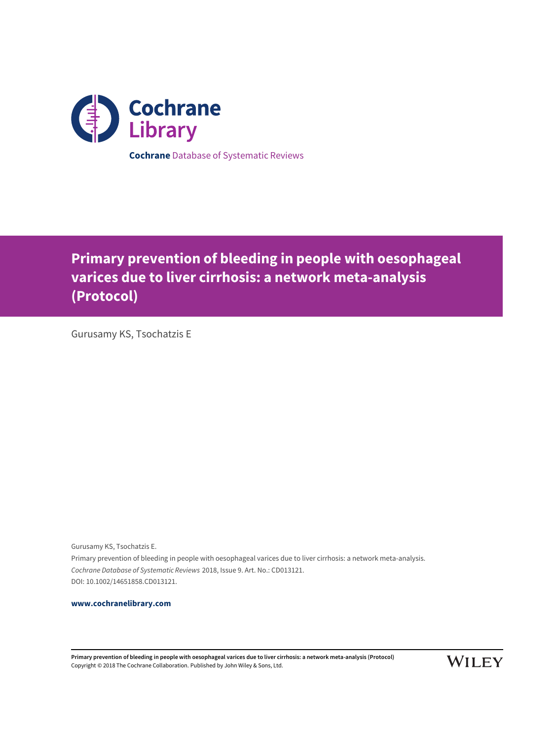Cochrane Library

**Cochrane** Database of Systematic Reviews

# Primary prevention of bleeding in people with oesophageal varices due to liver cirrhosis: a network meta-analysis (Protocol)

Gurusamy KS, Tsochatzis E

Gurusamy KS, Tsochatzis E.
Primary prevention of bleeding in people with oesophageal varices due to liver cirrhosis: a network meta-analysis.
*Cochrane Database of Systematic Reviews* 2018, Issue 9. Art. No.: CD013121.
DOI: 10.1002/14651858.CD013121.

**www.cochranelibrary.com**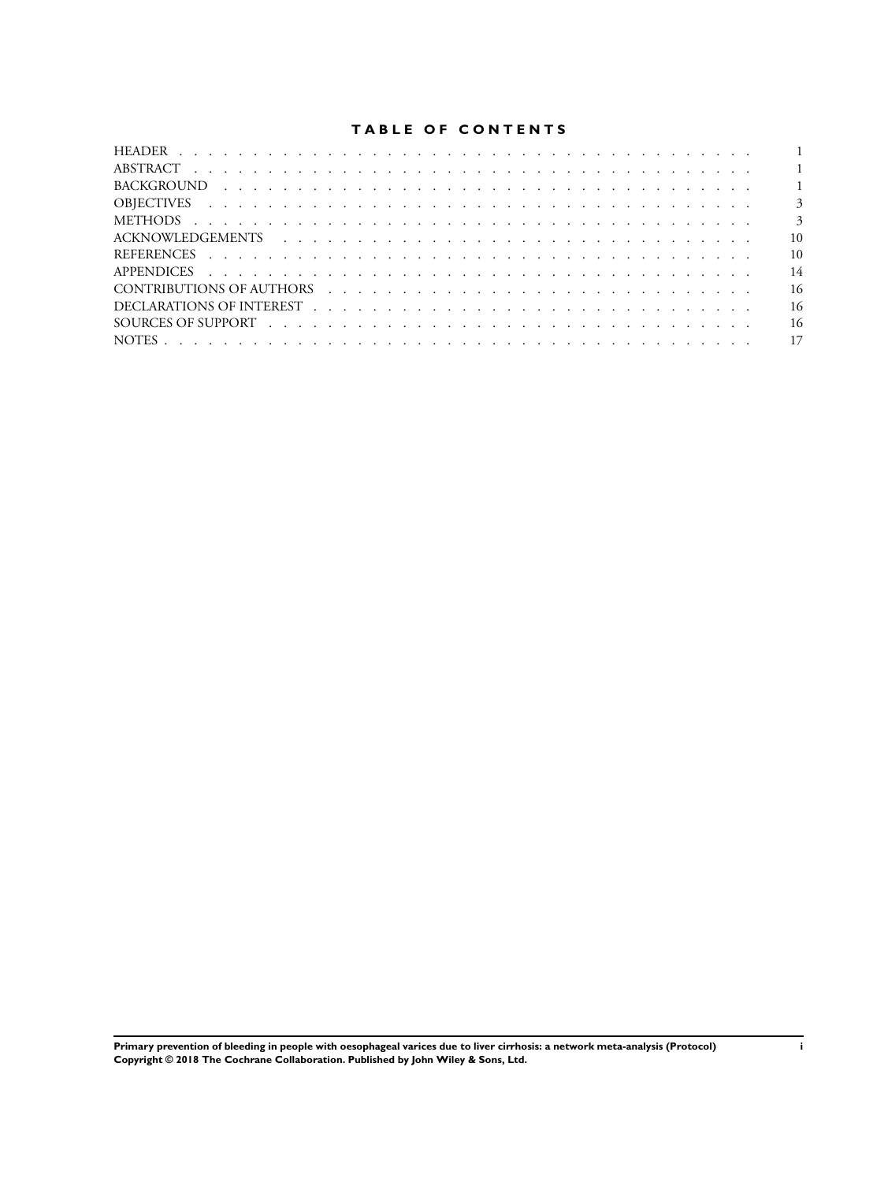# TABLE OF CONTENTS

| | |
|---|---|
| HEADER | 1 |
| ABSTRACT | 1 |
| BACKGROUND | 1 |
| OBJECTIVES | 3 |
| METHODS | 3 |
| ACKNOWLEDGEMENTS | 10 |
| REFERENCES | 10 |
| APPENDICES | 14 |
| CONTRIBUTIONS OF AUTHORS | 16 |
| DECLARATIONS OF INTEREST | 16 |
| SOURCES OF SUPPORT | 16 |
| NOTES | 17 |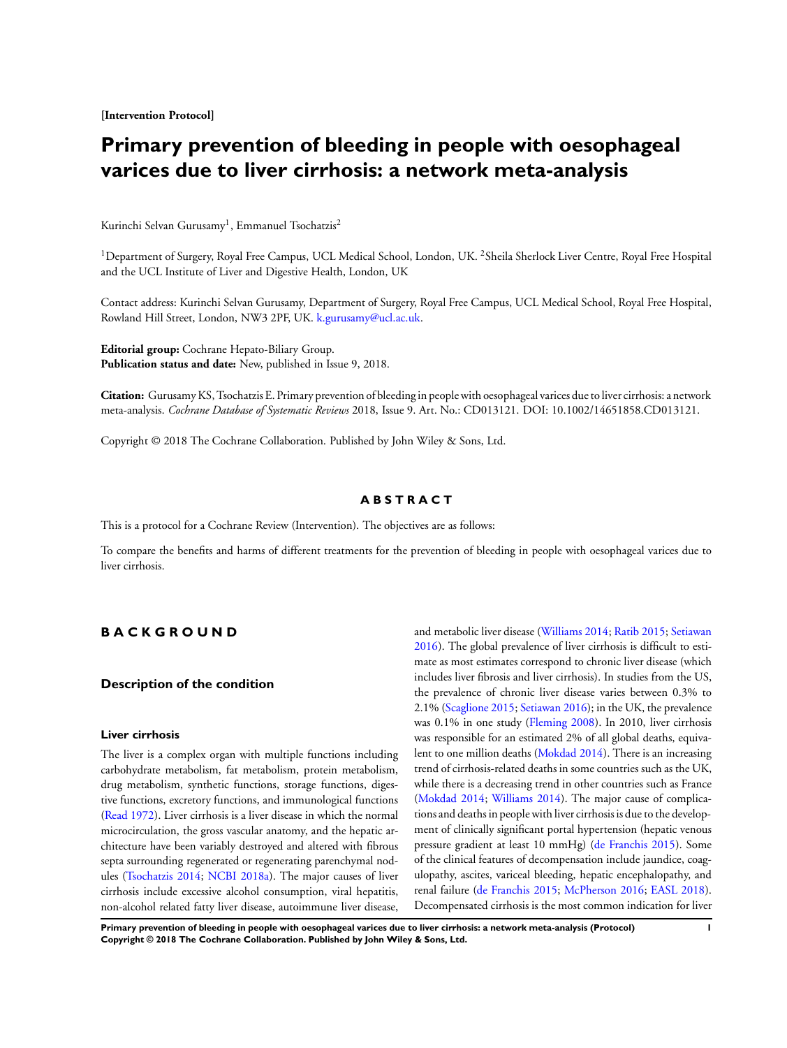**[Intervention Protocol]**

# Primary prevention of bleeding in people with oesophageal varices due to liver cirrhosis: a network meta-analysis

Kurinchi Selvan Gurusamy[1], Emmanuel Tsochatzis[2]

[1]Department of Surgery, Royal Free Campus, UCL Medical School, London, UK. [2]Sheila Sherlock Liver Centre, Royal Free Hospital and the UCL Institute of Liver and Digestive Health, London, UK

Contact address: Kurinchi Selvan Gurusamy, Department of Surgery, Royal Free Campus, UCL Medical School, Royal Free Hospital, Rowland Hill Street, London, NW3 2PF, UK. k.gurusamy@ucl.ac.uk.

**Editorial group:** Cochrane Hepato-Biliary Group.
**Publication status and date:** New, published in Issue 9, 2018.

**Citation:** Gurusamy KS, Tsochatzis E. Primary prevention of bleeding in people with oesophageal varices due to liver cirrhosis: a network meta-analysis. *Cochrane Database of Systematic Reviews* 2018, Issue 9. Art. No.: CD013121. DOI: 10.1002/14651858.CD013121.

Copyright © 2018 The Cochrane Collaboration. Published by John Wiley & Sons, Ltd.

## ABSTRACT

This is a protocol for a Cochrane Review (Intervention). The objectives are as follows:

To compare the benefits and harms of different treatments for the prevention of bleeding in people with oesophageal varices due to liver cirrhosis.

## BACKGROUND

### Description of the condition

#### Liver cirrhosis

The liver is a complex organ with multiple functions including carbohydrate metabolism, fat metabolism, protein metabolism, drug metabolism, synthetic functions, storage functions, digestive functions, excretory functions, and immunological functions (Read 1972). Liver cirrhosis is a liver disease in which the normal microcirculation, the gross vascular anatomy, and the hepatic architecture have been variably destroyed and altered with fibrous septa surrounding regenerated or regenerating parenchymal nodules (Tsochatzis 2014; NCBI 2018a). The major causes of liver cirrhosis include excessive alcohol consumption, viral hepatitis, non-alcohol related fatty liver disease, autoimmune liver disease, and metabolic liver disease (Williams 2014; Ratib 2015; Setiawan 2016). The global prevalence of liver cirrhosis is difficult to estimate as most estimates correspond to chronic liver disease (which includes liver fibrosis and liver cirrhosis). In studies from the US, the prevalence of chronic liver disease varies between 0.3% to 2.1% (Scaglione 2015; Setiawan 2016); in the UK, the prevalence was 0.1% in one study (Fleming 2008). In 2010, liver cirrhosis was responsible for an estimated 2% of all global deaths, equivalent to one million deaths (Mokdad 2014). There is an increasing trend of cirrhosis-related deaths in some countries such as the UK, while there is a decreasing trend in other countries such as France (Mokdad 2014; Williams 2014). The major cause of complications and deaths in people with liver cirrhosis is due to the development of clinically significant portal hypertension (hepatic venous pressure gradient at least 10 mmHg) (de Franchis 2015). Some of the clinical features of decompensation include jaundice, coagulopathy, ascites, variceal bleeding, hepatic encephalopathy, and renal failure (de Franchis 2015; McPherson 2016; EASL 2018). Decompensated cirrhosis is the most common indication for liver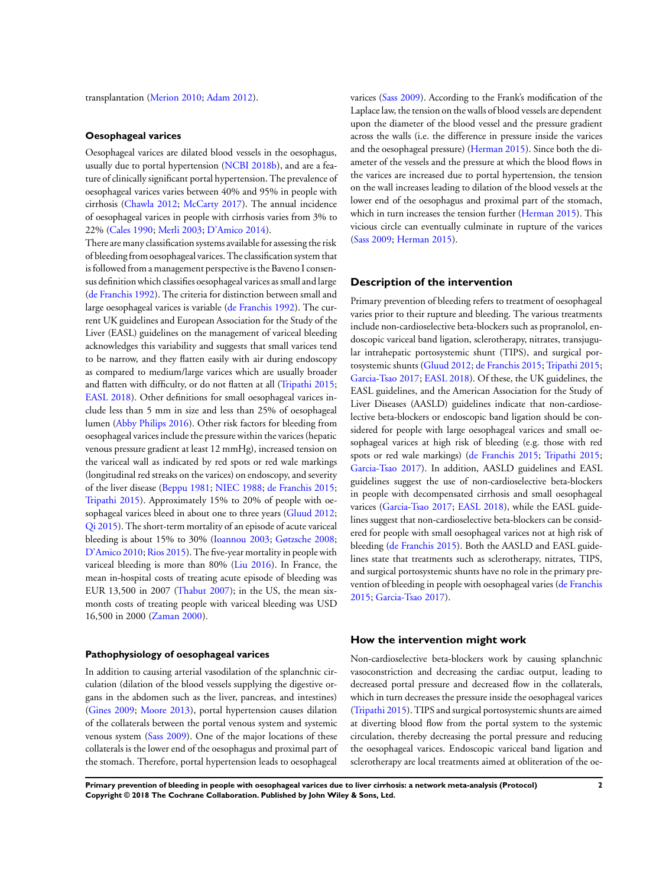transplantation (Merion 2010; Adam 2012).

### Oesophageal varices

Oesophageal varices are dilated blood vessels in the oesophagus, usually due to portal hypertension (NCBI 2018b), and are a feature of clinically significant portal hypertension. The prevalence of oesophageal varices varies between 40% and 95% in people with cirrhosis (Chawla 2012; McCarty 2017). The annual incidence of oesophageal varices in people with cirrhosis varies from 3% to 22% (Cales 1990; Merli 2003; D'Amico 2014).

There are many classification systems available for assessing the risk of bleeding from oesophageal varices. The classification system that is followed from a management perspective is the Baveno I consensus definition which classifies oesophageal varices as small and large (de Franchis 1992). The criteria for distinction between small and large oesophageal varices is variable (de Franchis 1992). The current UK guidelines and European Association for the Study of the Liver (EASL) guidelines on the management of variceal bleeding acknowledges this variability and suggests that small varices tend to be narrow, and they flatten easily with air during endoscopy as compared to medium/large varices which are usually broader and flatten with difficulty, or do not flatten at all (Tripathi 2015; EASL 2018). Other definitions for small oesophageal varices include less than 5 mm in size and less than 25% of oesophageal lumen (Abby Philips 2016). Other risk factors for bleeding from oesophageal varices include the pressure within the varices (hepatic venous pressure gradient at least 12 mmHg), increased tension on the variceal wall as indicated by red spots or red wale markings (longitudinal red streaks on the varices) on endoscopy, and severity of the liver disease (Beppu 1981; NIEC 1988; de Franchis 2015; Tripathi 2015). Approximately 15% to 20% of people with oesophageal varices bleed in about one to three years (Gluud 2012; Qi 2015). The short-term mortality of an episode of acute variceal bleeding is about 15% to 30% (Ioannou 2003; Gøtzsche 2008; D'Amico 2010; Rios 2015). The five-year mortality in people with variceal bleeding is more than 80% (Liu 2016). In France, the mean in-hospital costs of treating acute episode of bleeding was EUR 13,500 in 2007 (Thabut 2007); in the US, the mean six-month costs of treating people with variceal bleeding was USD 16,500 in 2000 (Zaman 2000).

### Pathophysiology of oesophageal varices

In addition to causing arterial vasodilation of the splanchnic circulation (dilation of the blood vessels supplying the digestive organs in the abdomen such as the liver, pancreas, and intestines) (Gines 2009; Moore 2013), portal hypertension causes dilation of the collaterals between the portal venous system and systemic venous system (Sass 2009). One of the major locations of these collaterals is the lower end of the oesophagus and proximal part of the stomach. Therefore, portal hypertension leads to oesophageal varices (Sass 2009). According to the Frank's modification of the Laplace law, the tension on the walls of blood vessels are dependent upon the diameter of the blood vessel and the pressure gradient across the walls (i.e. the difference in pressure inside the varices and the oesophageal pressure) (Herman 2015). Since both the diameter of the vessels and the pressure at which the blood flows in the varices are increased due to portal hypertension, the tension on the wall increases leading to dilation of the blood vessels at the lower end of the oesophagus and proximal part of the stomach, which in turn increases the tension further (Herman 2015). This vicious circle can eventually culminate in rupture of the varices (Sass 2009; Herman 2015).

## Description of the intervention

Primary prevention of bleeding refers to treatment of oesophageal varies prior to their rupture and bleeding. The various treatments include non-cardioselective beta-blockers such as propranolol, endoscopic variceal band ligation, sclerotherapy, nitrates, transjugular intrahepatic portosystemic shunt (TIPS), and surgical portosystemic shunts (Gluud 2012; de Franchis 2015; Tripathi 2015; Garcia-Tsao 2017; EASL 2018). Of these, the UK guidelines, the EASL guidelines, and the American Association for the Study of Liver Diseases (AASLD) guidelines indicate that non-cardioselective beta-blockers or endoscopic band ligation should be considered for people with large oesophageal varices and small oesophageal varices at high risk of bleeding (e.g. those with red spots or red wale markings) (de Franchis 2015; Tripathi 2015; Garcia-Tsao 2017). In addition, AASLD guidelines and EASL guidelines suggest the use of non-cardioselective beta-blockers in people with decompensated cirrhosis and small oesophageal varices (Garcia-Tsao 2017; EASL 2018), while the EASL guidelines suggest that non-cardioselective beta-blockers can be considered for people with small oesophageal varices not at high risk of bleeding (de Franchis 2015). Both the AASLD and EASL guidelines state that treatments such as sclerotherapy, nitrates, TIPS, and surgical portosystemic shunts have no role in the primary prevention of bleeding in people with oesophageal varies (de Franchis 2015; Garcia-Tsao 2017).

## How the intervention might work

Non-cardioselective beta-blockers work by causing splanchnic vasoconstriction and decreasing the cardiac output, leading to decreased portal pressure and decreased flow in the collaterals, which in turn decreases the pressure inside the oesophageal varices (Tripathi 2015). TIPS and surgical portosystemic shunts are aimed at diverting blood flow from the portal system to the systemic circulation, thereby decreasing the portal pressure and reducing the oesophageal varices. Endoscopic variceal band ligation and sclerotherapy are local treatments aimed at obliteration of the oe-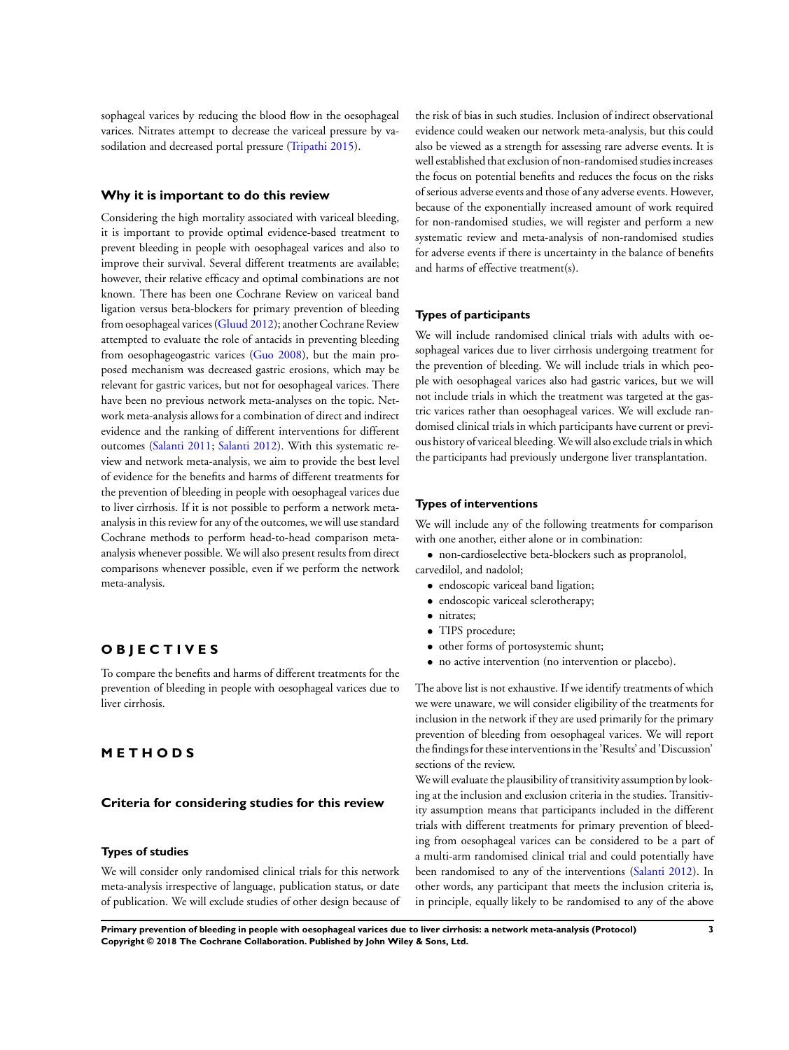sophageal varices by reducing the blood flow in the oesophageal varices. Nitrates attempt to decrease the variceal pressure by vasodilation and decreased portal pressure (Tripathi 2015).

### Why it is important to do this review

Considering the high mortality associated with variceal bleeding, it is important to provide optimal evidence-based treatment to prevent bleeding in people with oesophageal varices and also to improve their survival. Several different treatments are available; however, their relative efficacy and optimal combinations are not known. There has been one Cochrane Review on variceal band ligation versus beta-blockers for primary prevention of bleeding from oesophageal varices (Gluud 2012); another Cochrane Review attempted to evaluate the role of antacids in preventing bleeding from oesophageogastric varices (Guo 2008), but the main proposed mechanism was decreased gastric erosions, which may be relevant for gastric varices, but not for oesophageal varices. There have been no previous network meta-analyses on the topic. Network meta-analysis allows for a combination of direct and indirect evidence and the ranking of different interventions for different outcomes (Salanti 2011; Salanti 2012). With this systematic review and network meta-analysis, we aim to provide the best level of evidence for the benefits and harms of different treatments for the prevention of bleeding in people with oesophageal varices due to liver cirrhosis. If it is not possible to perform a network meta-analysis in this review for any of the outcomes, we will use standard Cochrane methods to perform head-to-head comparison meta-analysis whenever possible. We will also present results from direct comparisons whenever possible, even if we perform the network meta-analysis.

# OBJECTIVES

To compare the benefits and harms of different treatments for the prevention of bleeding in people with oesophageal varices due to liver cirrhosis.

# METHODS

## Criteria for considering studies for this review

### Types of studies

We will consider only randomised clinical trials for this network meta-analysis irrespective of language, publication status, or date of publication. We will exclude studies of other design because of the risk of bias in such studies. Inclusion of indirect observational evidence could weaken our network meta-analysis, but this could also be viewed as a strength for assessing rare adverse events. It is well established that exclusion of non-randomised studies increases the focus on potential benefits and reduces the focus on the risks of serious adverse events and those of any adverse events. However, because of the exponentially increased amount of work required for non-randomised studies, we will register and perform a new systematic review and meta-analysis of non-randomised studies for adverse events if there is uncertainty in the balance of benefits and harms of effective treatment(s).

### Types of participants

We will include randomised clinical trials with adults with oesophageal varices due to liver cirrhosis undergoing treatment for the prevention of bleeding. We will include trials in which people with oesophageal varices also had gastric varices, but we will not include trials in which the treatment was targeted at the gastric varices rather than oesophageal varices. We will exclude randomised clinical trials in which participants have current or previous history of variceal bleeding. We will also exclude trials in which the participants had previously undergone liver transplantation.

### Types of interventions

We will include any of the following treatments for comparison with one another, either alone or in combination:

- non-cardioselective beta-blockers such as propranolol, carvedilol, and nadolol;
- endoscopic variceal band ligation;
- endoscopic variceal sclerotherapy;
- nitrates;
- TIPS procedure;
- other forms of portosystemic shunt;
- no active intervention (no intervention or placebo).

The above list is not exhaustive. If we identify treatments of which we were unaware, we will consider eligibility of the treatments for inclusion in the network if they are used primarily for the primary prevention of bleeding from oesophageal varices. We will report the findings for these interventions in the 'Results' and 'Discussion' sections of the review.

We will evaluate the plausibility of transitivity assumption by looking at the inclusion and exclusion criteria in the studies. Transitivity assumption means that participants included in the different trials with different treatments for primary prevention of bleeding from oesophageal varices can be considered to be a part of a multi-arm randomised clinical trial and could potentially have been randomised to any of the interventions (Salanti 2012). In other words, any participant that meets the inclusion criteria is, in principle, equally likely to be randomised to any of the above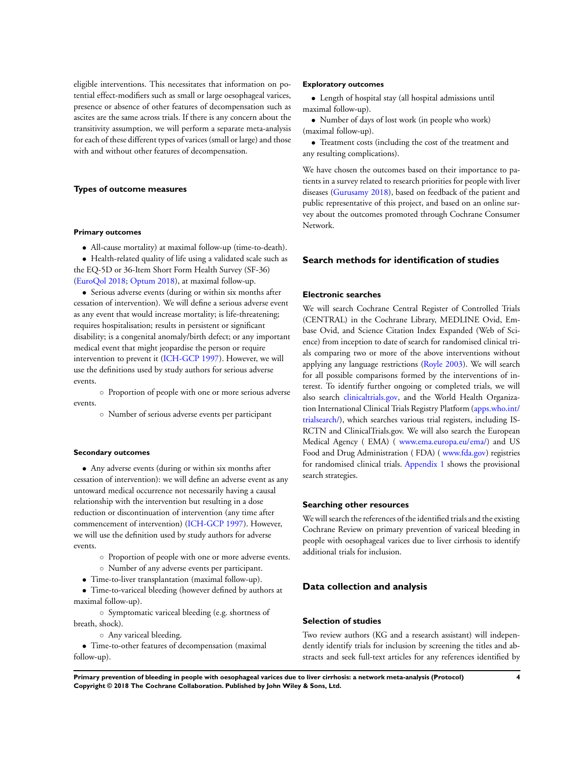eligible interventions. This necessitates that information on potential effect-modifiers such as small or large oesophageal varices, presence or absence of other features of decompensation such as ascites are the same across trials. If there is any concern about the transitivity assumption, we will perform a separate meta-analysis for each of these different types of varices (small or large) and those with and without other features of decompensation.

### Types of outcome measures

#### Primary outcomes

- All-cause mortality) at maximal follow-up (time-to-death).
- Health-related quality of life using a validated scale such as the EQ-5D or 36-Item Short Form Health Survey (SF-36) (EuroQol 2018; Optum 2018), at maximal follow-up.
- Serious adverse events (during or within six months after cessation of intervention). We will define a serious adverse event as any event that would increase mortality; is life-threatening; requires hospitalisation; results in persistent or significant disability; is a congenital anomaly/birth defect; or any important medical event that might jeopardise the person or require intervention to prevent it (ICH-GCP 1997). However, we will use the definitions used by study authors for serious adverse events.
    - Proportion of people with one or more serious adverse events.
    - Number of serious adverse events per participant

#### Secondary outcomes

- Any adverse events (during or within six months after cessation of intervention): we will define an adverse event as any untoward medical occurrence not necessarily having a causal relationship with the intervention but resulting in a dose reduction or discontinuation of intervention (any time after commencement of intervention) (ICH-GCP 1997). However, we will use the definition used by study authors for adverse events.
    - Proportion of people with one or more adverse events.
    - Number of any adverse events per participant.
- Time-to-liver transplantation (maximal follow-up).
- Time-to-variceal bleeding (however defined by authors at maximal follow-up).
    - Symptomatic variceal bleeding (e.g. shortness of breath, shock).
    - Any variceal bleeding.
- Time-to-other features of decompensation (maximal follow-up).

#### Exploratory outcomes

- Length of hospital stay (all hospital admissions until maximal follow-up).
- Number of days of lost work (in people who work) (maximal follow-up).
- Treatment costs (including the cost of the treatment and any resulting complications).

We have chosen the outcomes based on their importance to patients in a survey related to research priorities for people with liver diseases (Gurusamy 2018), based on feedback of the patient and public representative of this project, and based on an online survey about the outcomes promoted through Cochrane Consumer Network.

## Search methods for identification of studies

### Electronic searches

We will search Cochrane Central Register of Controlled Trials (CENTRAL) in the Cochrane Library, MEDLINE Ovid, Embase Ovid, and Science Citation Index Expanded (Web of Science) from inception to date of search for randomised clinical trials comparing two or more of the above interventions without applying any language restrictions (Royle 2003). We will search for all possible comparisons formed by the interventions of interest. To identify further ongoing or completed trials, we will also search clinicaltrials.gov, and the World Health Organization International Clinical Trials Registry Platform (apps.who.int/trialsearch/), which searches various trial registers, including ISRCTN and ClinicalTrials.gov. We will also search the European Medical Agency ( EMA) ( www.ema.europa.eu/ema/) and US Food and Drug Administration ( FDA) ( www.fda.gov) registries for randomised clinical trials. Appendix 1 shows the provisional search strategies.

### Searching other resources

We will search the references of the identified trials and the existing Cochrane Review on primary prevention of variceal bleeding in people with oesophageal varices due to liver cirrhosis to identify additional trials for inclusion.

## Data collection and analysis

### Selection of studies

Two review authors (KG and a research assistant) will independently identify trials for inclusion by screening the titles and abstracts and seek full-text articles for any references identified by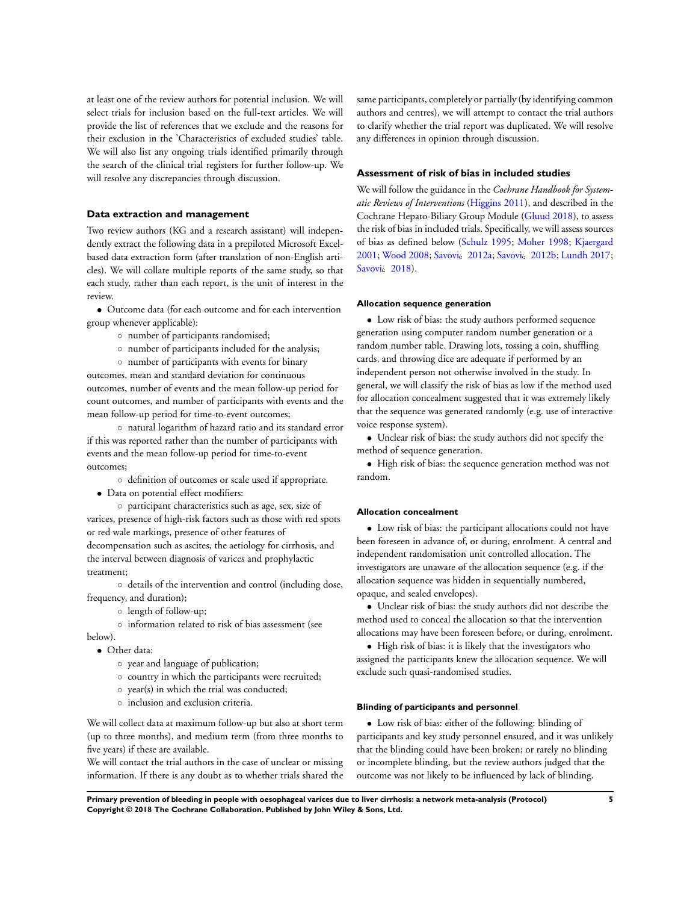at least one of the review authors for potential inclusion. We will select trials for inclusion based on the full-text articles. We will provide the list of references that we exclude and the reasons for their exclusion in the 'Characteristics of excluded studies' table. We will also list any ongoing trials identified primarily through the search of the clinical trial registers for further follow-up. We will resolve any discrepancies through discussion.

### Data extraction and management

Two review authors (KG and a research assistant) will independently extract the following data in a prepiloted Microsoft Excel-based data extraction form (after translation of non-English articles). We will collate multiple reports of the same study, so that each study, rather than each report, is the unit of interest in the review.

- Outcome data (for each outcome and for each intervention group whenever applicable):
  - number of participants randomised;
  - number of participants included for the analysis;
  - number of participants with events for binary outcomes, mean and standard deviation for continuous outcomes, number of events and the mean follow-up period for count outcomes, and number of participants with events and the mean follow-up period for time-to-event outcomes;
  - natural logarithm of hazard ratio and its standard error if this was reported rather than the number of participants with events and the mean follow-up period for time-to-event outcomes;
  - definition of outcomes or scale used if appropriate.
- Data on potential effect modifiers:
  - participant characteristics such as age, sex, size of varices, presence of high-risk factors such as those with red spots or red wale markings, presence of other features of decompensation such as ascites, the aetiology for cirrhosis, and the interval between diagnosis of varices and prophylactic treatment;
  - details of the intervention and control (including dose, frequency, and duration);
  - length of follow-up;
  - information related to risk of bias assessment (see below).
- Other data:
  - year and language of publication;
  - country in which the participants were recruited;
  - year(s) in which the trial was conducted;
  - inclusion and exclusion criteria.

We will collect data at maximum follow-up but also at short term (up to three months), and medium term (from three months to five years) if these are available.

We will contact the trial authors in the case of unclear or missing information. If there is any doubt as to whether trials shared the same participants, completely or partially (by identifying common authors and centres), we will attempt to contact the trial authors to clarify whether the trial report was duplicated. We will resolve any differences in opinion through discussion.

### Assessment of risk of bias in included studies

We will follow the guidance in the *Cochrane Handbook for Systematic Reviews of Interventions* (Higgins 2011), and described in the Cochrane Hepato-Biliary Group Module (Gluud 2018), to assess the risk of bias in included trials. Specifically, we will assess sources of bias as defined below (Schulz 1995; Moher 1998; Kjaergard 2001; Wood 2008; Savović 2012a; Savović 2012b; Lundh 2017; Savović 2018).

#### Allocation sequence generation

- Low risk of bias: the study authors performed sequence generation using computer random number generation or a random number table. Drawing lots, tossing a coin, shuffling cards, and throwing dice are adequate if performed by an independent person not otherwise involved in the study. In general, we will classify the risk of bias as low if the method used for allocation concealment suggested that it was extremely likely that the sequence was generated randomly (e.g. use of interactive voice response system).
- Unclear risk of bias: the study authors did not specify the method of sequence generation.
- High risk of bias: the sequence generation method was not random.

#### Allocation concealment

- Low risk of bias: the participant allocations could not have been foreseen in advance of, or during, enrolment. A central and independent randomisation unit controlled allocation. The investigators are unaware of the allocation sequence (e.g. if the allocation sequence was hidden in sequentially numbered, opaque, and sealed envelopes).
- Unclear risk of bias: the study authors did not describe the method used to conceal the allocation so that the intervention allocations may have been foreseen before, or during, enrolment.
- High risk of bias: it is likely that the investigators who assigned the participants knew the allocation sequence. We will exclude such quasi-randomised studies.

#### Blinding of participants and personnel

- Low risk of bias: either of the following: blinding of participants and key study personnel ensured, and it was unlikely that the blinding could have been broken; or rarely no blinding or incomplete blinding, but the review authors judged that the outcome was not likely to be influenced by lack of blinding.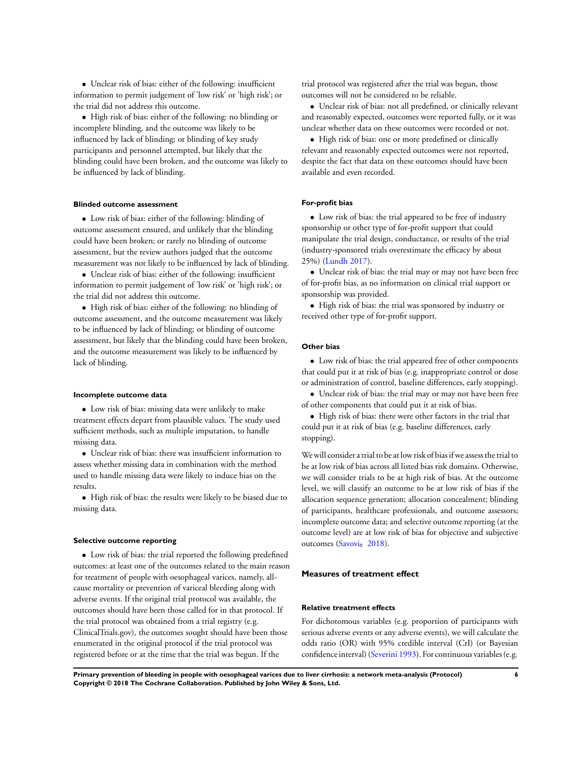- Unclear risk of bias: either of the following: insufficient information to permit judgement of 'low risk' or 'high risk'; or the trial did not address this outcome.
- High risk of bias: either of the following: no blinding or incomplete blinding, and the outcome was likely to be influenced by lack of blinding; or blinding of key study participants and personnel attempted, but likely that the blinding could have been broken, and the outcome was likely to be influenced by lack of blinding.

#### Blinded outcome assessment

- Low risk of bias: either of the following: blinding of outcome assessment ensured, and unlikely that the blinding could have been broken; or rarely no blinding of outcome assessment, but the review authors judged that the outcome measurement was not likely to be influenced by lack of blinding.
- Unclear risk of bias: either of the following: insufficient information to permit judgement of 'low risk' or 'high risk'; or the trial did not address this outcome.
- High risk of bias: either of the following: no blinding of outcome assessment, and the outcome measurement was likely to be influenced by lack of blinding; or blinding of outcome assessment, but likely that the blinding could have been broken, and the outcome measurement was likely to be influenced by lack of blinding.

#### Incomplete outcome data

- Low risk of bias: missing data were unlikely to make treatment effects depart from plausible values. The study used sufficient methods, such as multiple imputation, to handle missing data.
- Unclear risk of bias: there was insufficient information to assess whether missing data in combination with the method used to handle missing data were likely to induce bias on the results.
- High risk of bias: the results were likely to be biased due to missing data.

#### Selective outcome reporting

- Low risk of bias: the trial reported the following predefined outcomes: at least one of the outcomes related to the main reason for treatment of people with oesophageal varices, namely, all-cause mortality or prevention of variceal bleeding along with adverse events. If the original trial protocol was available, the outcomes should have been those called for in that protocol. If the trial protocol was obtained from a trial registry (e.g. ClinicalTrials.gov), the outcomes sought should have been those enumerated in the original protocol if the trial protocol was registered before or at the time that the trial was begun. If the trial protocol was registered after the trial was begun, those outcomes will not be considered to be reliable.
- Unclear risk of bias: not all predefined, or clinically relevant and reasonably expected, outcomes were reported fully, or it was unclear whether data on these outcomes were recorded or not.
- High risk of bias: one or more predefined or clinically relevant and reasonably expected outcomes were not reported, despite the fact that data on these outcomes should have been available and even recorded.

#### For-profit bias

- Low risk of bias: the trial appeared to be free of industry sponsorship or other type of for-profit support that could manipulate the trial design, conductance, or results of the trial (industry-sponsored trials overestimate the efficacy by about 25%) (Lundh 2017).
- Unclear risk of bias: the trial may or may not have been free of for-profit bias, as no information on clinical trial support or sponsorship was provided.
- High risk of bias: the trial was sponsored by industry or received other type of for-profit support.

#### Other bias

- Low risk of bias: the trial appeared free of other components that could put it at risk of bias (e.g. inappropriate control or dose or administration of control, baseline differences, early stopping).
- Unclear risk of bias: the trial may or may not have been free of other components that could put it at risk of bias.
- High risk of bias: there were other factors in the trial that could put it at risk of bias (e.g. baseline differences, early stopping).

We will consider a trial to be at low risk of bias if we assess the trial to be at low risk of bias across all listed bias risk domains. Otherwise, we will consider trials to be at high risk of bias. At the outcome level, we will classify an outcome to be at low risk of bias if the allocation sequence generation; allocation concealment; blinding of participants, healthcare professionals, and outcome assessors; incomplete outcome data; and selective outcome reporting (at the outcome level) are at low risk of bias for objective and subjective outcomes (Savović 2018).

### Measures of treatment effect

#### Relative treatment effects

For dichotomous variables (e.g. proportion of participants with serious adverse events or any adverse events), we will calculate the odds ratio (OR) with 95% credible interval (CrI) (or Bayesian confidence interval) (Severini 1993). For continuous variables (e.g.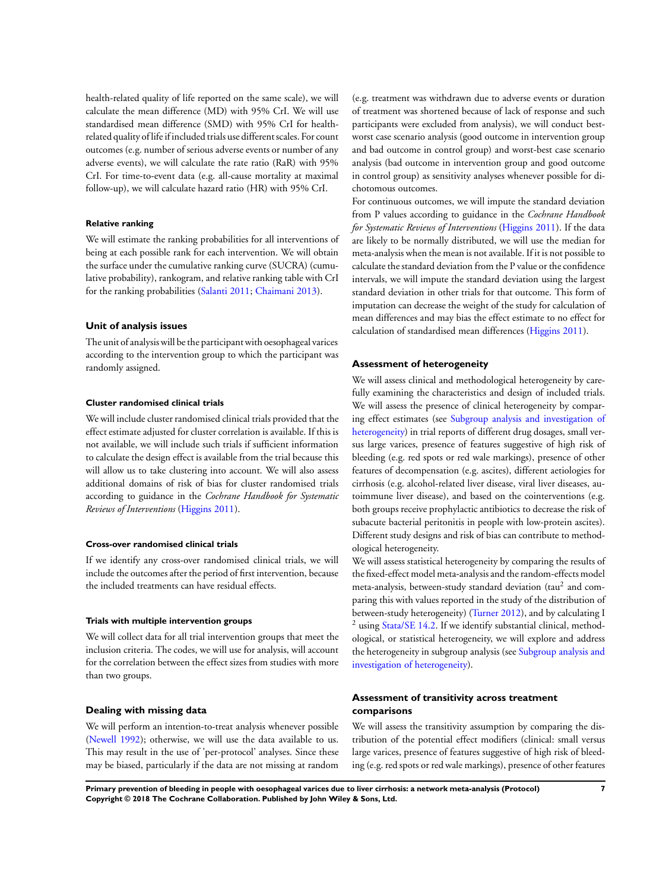health-related quality of life reported on the same scale), we will calculate the mean difference (MD) with 95% CrI. We will use standardised mean difference (SMD) with 95% CrI for health-related quality of life if included trials use different scales. For count outcomes (e.g. number of serious adverse events or number of any adverse events), we will calculate the rate ratio (RaR) with 95% CrI. For time-to-event data (e.g. all-cause mortality at maximal follow-up), we will calculate hazard ratio (HR) with 95% CrI.

#### Relative ranking

We will estimate the ranking probabilities for all interventions of being at each possible rank for each intervention. We will obtain the surface under the cumulative ranking curve (SUCRA) (cumulative probability), rankogram, and relative ranking table with CrI for the ranking probabilities (Salanti 2011; Chaimani 2013).

### Unit of analysis issues

The unit of analysis will be the participant with oesophageal varices according to the intervention group to which the participant was randomly assigned.

#### Cluster randomised clinical trials

We will include cluster randomised clinical trials provided that the effect estimate adjusted for cluster correlation is available. If this is not available, we will include such trials if sufficient information to calculate the design effect is available from the trial because this will allow us to take clustering into account. We will also assess additional domains of risk of bias for cluster randomised trials according to guidance in the *Cochrane Handbook for Systematic Reviews of Interventions* (Higgins 2011).

#### Cross-over randomised clinical trials

If we identify any cross-over randomised clinical trials, we will include the outcomes after the period of first intervention, because the included treatments can have residual effects.

#### Trials with multiple intervention groups

We will collect data for all trial intervention groups that meet the inclusion criteria. The codes, we will use for analysis, will account for the correlation between the effect sizes from studies with more than two groups.

### Dealing with missing data

We will perform an intention-to-treat analysis whenever possible (Newell 1992); otherwise, we will use the data available to us. This may result in the use of 'per-protocol' analyses. Since these may be biased, particularly if the data are not missing at random (e.g. treatment was withdrawn due to adverse events or duration of treatment was shortened because of lack of response and such participants were excluded from analysis), we will conduct best-worst case scenario analysis (good outcome in intervention group and bad outcome in control group) and worst-best case scenario analysis (bad outcome in intervention group and good outcome in control group) as sensitivity analyses whenever possible for dichotomous outcomes.

For continuous outcomes, we will impute the standard deviation from P values according to guidance in the *Cochrane Handbook for Systematic Reviews of Interventions* (Higgins 2011). If the data are likely to be normally distributed, we will use the median for meta-analysis when the mean is not available. If it is not possible to calculate the standard deviation from the P value or the confidence intervals, we will impute the standard deviation using the largest standard deviation in other trials for that outcome. This form of imputation can decrease the weight of the study for calculation of mean differences and may bias the effect estimate to no effect for calculation of standardised mean differences (Higgins 2011).

### Assessment of heterogeneity

We will assess clinical and methodological heterogeneity by carefully examining the characteristics and design of included trials. We will assess the presence of clinical heterogeneity by comparing effect estimates (see Subgroup analysis and investigation of heterogeneity) in trial reports of different drug dosages, small versus large varices, presence of features suggestive of high risk of bleeding (e.g. red spots or red wale markings), presence of other features of decompensation (e.g. ascites), different aetiologies for cirrhosis (e.g. alcohol-related liver disease, viral liver diseases, autoimmune liver disease), and based on the cointerventions (e.g. both groups receive prophylactic antibiotics to decrease the risk of subacute bacterial peritonitis in people with low-protein ascites). Different study designs and risk of bias can contribute to methodological heterogeneity.

We will assess statistical heterogeneity by comparing the results of the fixed-effect model meta-analysis and the random-effects model meta-analysis, between-study standard deviation ($tau^2$ and comparing this with values reported in the study of the distribution of between-study heterogeneity) (Turner 2012), and by calculating $I^2$ using Stata/SE 14.2. If we identify substantial clinical, methodological, or statistical heterogeneity, we will explore and address the heterogeneity in subgroup analysis (see Subgroup analysis and investigation of heterogeneity).

### Assessment of transitivity across treatment comparisons

We will assess the transitivity assumption by comparing the distribution of the potential effect modifiers (clinical: small versus large varices, presence of features suggestive of high risk of bleeding (e.g. red spots or red wale markings), presence of other features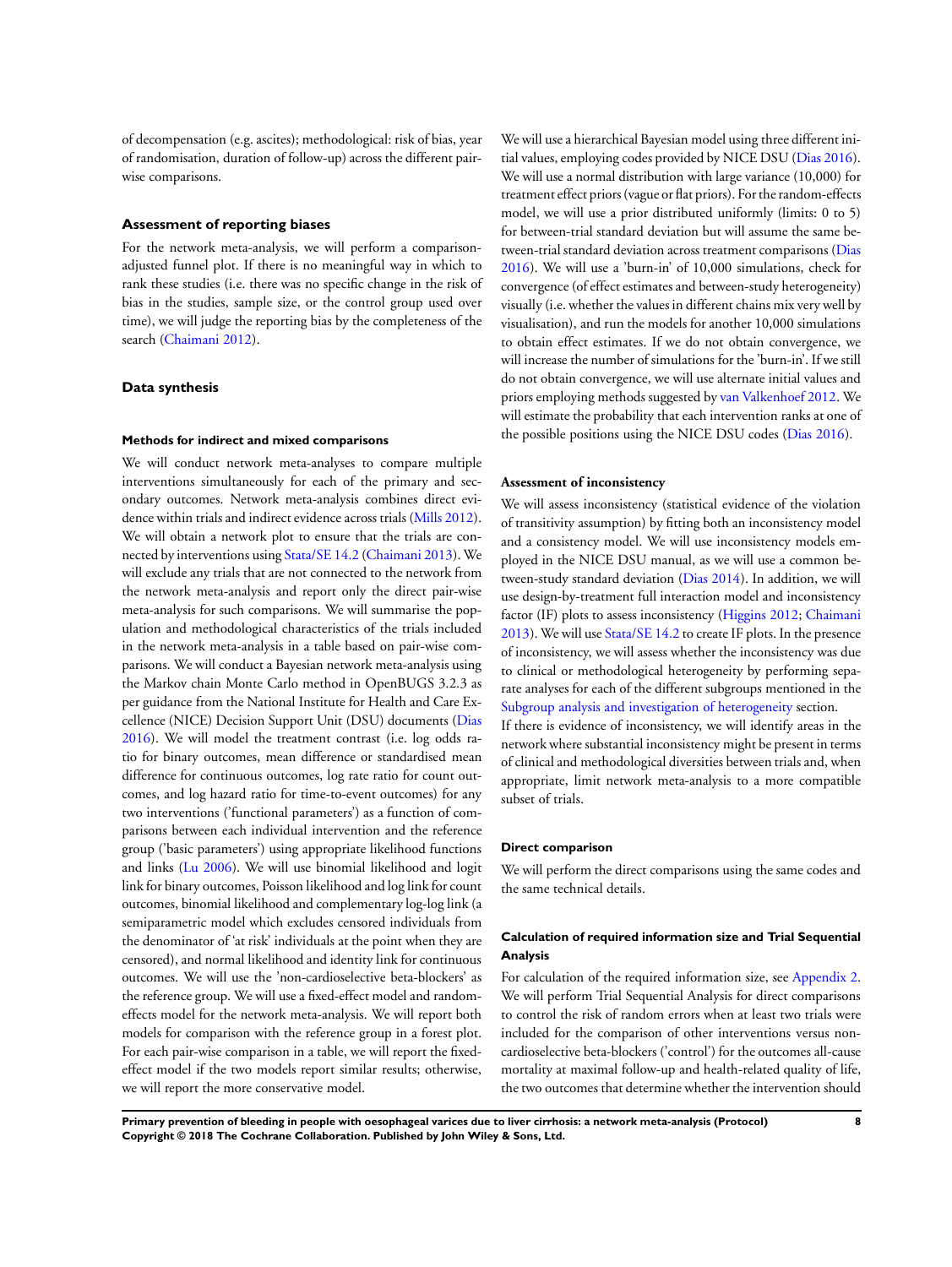of decompensation (e.g. ascites); methodological: risk of bias, year of randomisation, duration of follow-up) across the different pair-wise comparisons.

### Assessment of reporting biases

For the network meta-analysis, we will perform a comparison-adjusted funnel plot. If there is no meaningful way in which to rank these studies (i.e. there was no specific change in the risk of bias in the studies, sample size, or the control group used over time), we will judge the reporting bias by the completeness of the search (Chaimani 2012).

### Data synthesis

#### Methods for indirect and mixed comparisons

We will conduct network meta-analyses to compare multiple interventions simultaneously for each of the primary and secondary outcomes. Network meta-analysis combines direct evidence within trials and indirect evidence across trials (Mills 2012). We will obtain a network plot to ensure that the trials are connected by interventions using Stata/SE 14.2 (Chaimani 2013). We will exclude any trials that are not connected to the network from the network meta-analysis and report only the direct pair-wise meta-analysis for such comparisons. We will summarise the population and methodological characteristics of the trials included in the network meta-analysis in a table based on pair-wise comparisons. We will conduct a Bayesian network meta-analysis using the Markov chain Monte Carlo method in OpenBUGS 3.2.3 as per guidance from the National Institute for Health and Care Excellence (NICE) Decision Support Unit (DSU) documents (Dias 2016). We will model the treatment contrast (i.e. log odds ratio for binary outcomes, mean difference or standardised mean difference for continuous outcomes, log rate ratio for count outcomes, and log hazard ratio for time-to-event outcomes) for any two interventions ('functional parameters') as a function of comparisons between each individual intervention and the reference group ('basic parameters') using appropriate likelihood functions and links (Lu 2006). We will use binomial likelihood and logit link for binary outcomes, Poisson likelihood and log link for count outcomes, binomial likelihood and complementary log-log link (a semiparametric model which excludes censored individuals from the denominator of 'at risk' individuals at the point when they are censored), and normal likelihood and identity link for continuous outcomes. We will use the 'non-cardioselective beta-blockers' as the reference group. We will use a fixed-effect model and random-effects model for the network meta-analysis. We will report both models for comparison with the reference group in a forest plot. For each pair-wise comparison in a table, we will report the fixed-effect model if the two models report similar results; otherwise, we will report the more conservative model.

We will use a hierarchical Bayesian model using three different initial values, employing codes provided by NICE DSU (Dias 2016). We will use a normal distribution with large variance (10,000) for treatment effect priors (vague or flat priors). For the random-effects model, we will use a prior distributed uniformly (limits: 0 to 5) for between-trial standard deviation but will assume the same between-trial standard deviation across treatment comparisons (Dias 2016). We will use a 'burn-in' of 10,000 simulations, check for convergence (of effect estimates and between-study heterogeneity) visually (i.e. whether the values in different chains mix very well by visualisation), and run the models for another 10,000 simulations to obtain effect estimates. If we do not obtain convergence, we will increase the number of simulations for the 'burn-in'. If we still do not obtain convergence, we will use alternate initial values and priors employing methods suggested by van Valkenhoef 2012. We will estimate the probability that each intervention ranks at one of the possible positions using the NICE DSU codes (Dias 2016).

#### Assessment of inconsistency

We will assess inconsistency (statistical evidence of the violation of transitivity assumption) by fitting both an inconsistency model and a consistency model. We will use inconsistency models employed in the NICE DSU manual, as we will use a common between-study standard deviation (Dias 2014). In addition, we will use design-by-treatment full interaction model and inconsistency factor (IF) plots to assess inconsistency (Higgins 2012; Chaimani 2013). We will use Stata/SE 14.2 to create IF plots. In the presence of inconsistency, we will assess whether the inconsistency was due to clinical or methodological heterogeneity by performing separate analyses for each of the different subgroups mentioned in the Subgroup analysis and investigation of heterogeneity section.

If there is evidence of inconsistency, we will identify areas in the network where substantial inconsistency might be present in terms of clinical and methodological diversities between trials and, when appropriate, limit network meta-analysis to a more compatible subset of trials.

#### Direct comparison

We will perform the direct comparisons using the same codes and the same technical details.

#### Calculation of required information size and Trial Sequential Analysis

For calculation of the required information size, see Appendix 2. We will perform Trial Sequential Analysis for direct comparisons to control the risk of random errors when at least two trials were included for the comparison of other interventions versus non-cardioselective beta-blockers ('control') for the outcomes all-cause mortality at maximal follow-up and health-related quality of life, the two outcomes that determine whether the intervention should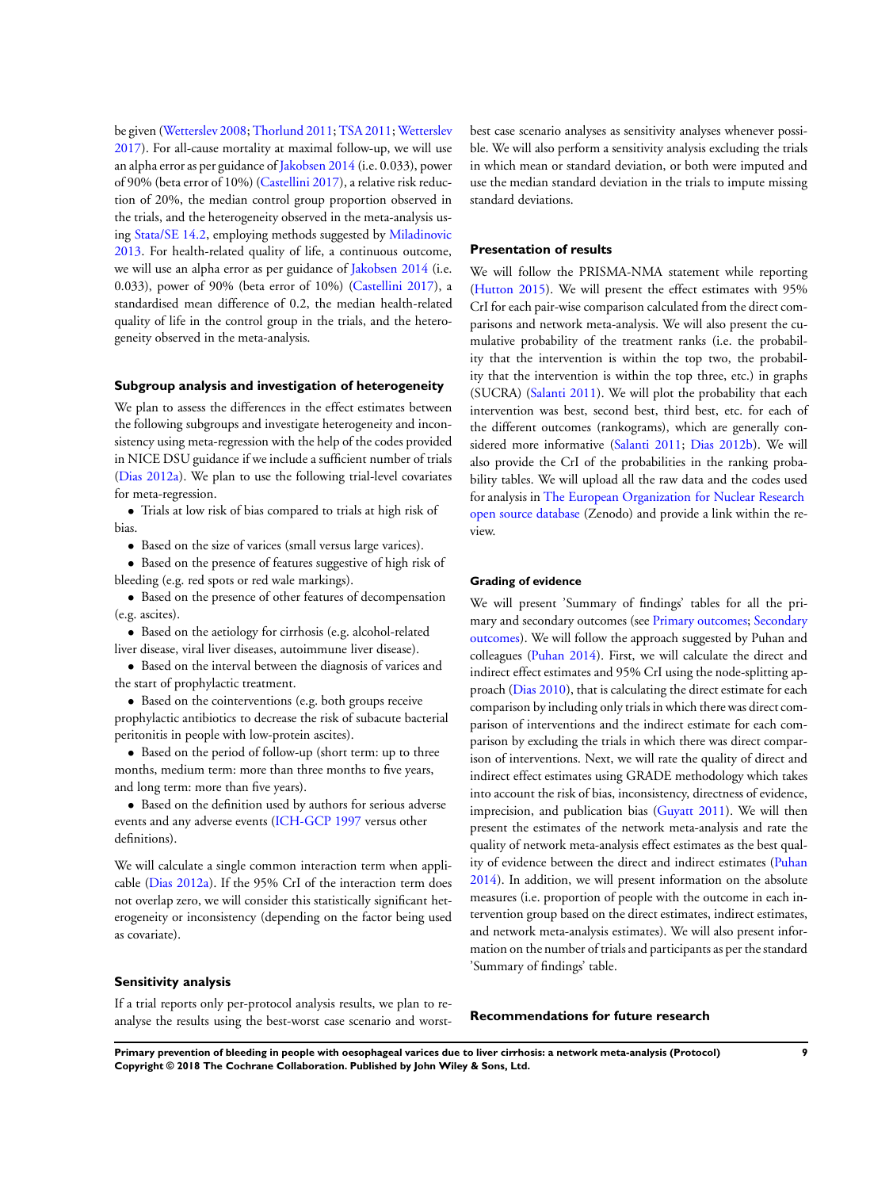be given (Wetterslev 2008; Thorlund 2011; TSA 2011; Wetterslev 2017). For all-cause mortality at maximal follow-up, we will use an alpha error as per guidance of Jakobsen 2014 (i.e. 0.033), power of 90% (beta error of 10%) (Castellini 2017), a relative risk reduction of 20%, the median control group proportion observed in the trials, and the heterogeneity observed in the meta-analysis using Stata/SE 14.2, employing methods suggested by Miladinovic 2013. For health-related quality of life, a continuous outcome, we will use an alpha error as per guidance of Jakobsen 2014 (i.e. 0.033), power of 90% (beta error of 10%) (Castellini 2017), a standardised mean difference of 0.2, the median health-related quality of life in the control group in the trials, and the heterogeneity observed in the meta-analysis.

### Subgroup analysis and investigation of heterogeneity

We plan to assess the differences in the effect estimates between the following subgroups and investigate heterogeneity and inconsistency using meta-regression with the help of the codes provided in NICE DSU guidance if we include a sufficient number of trials (Dias 2012a). We plan to use the following trial-level covariates for meta-regression.

- Trials at low risk of bias compared to trials at high risk of bias.
- Based on the size of varices (small versus large varices).
- Based on the presence of features suggestive of high risk of bleeding (e.g. red spots or red wale markings).
- Based on the presence of other features of decompensation (e.g. ascites).
- Based on the aetiology for cirrhosis (e.g. alcohol-related liver disease, viral liver diseases, autoimmune liver disease).
- Based on the interval between the diagnosis of varices and the start of prophylactic treatment.
- Based on the cointerventions (e.g. both groups receive prophylactic antibiotics to decrease the risk of subacute bacterial peritonitis in people with low-protein ascites).
- Based on the period of follow-up (short term: up to three months, medium term: more than three months to five years, and long term: more than five years).
- Based on the definition used by authors for serious adverse events and any adverse events (ICH-GCP 1997 versus other definitions).

We will calculate a single common interaction term when applicable (Dias 2012a). If the 95% CrI of the interaction term does not overlap zero, we will consider this statistically significant heterogeneity or inconsistency (depending on the factor being used as covariate).

### Sensitivity analysis

If a trial reports only per-protocol analysis results, we plan to re-analyse the results using the best-worst case scenario and worst-best case scenario analyses as sensitivity analyses whenever possible. We will also perform a sensitivity analysis excluding the trials in which mean or standard deviation, or both were imputed and use the median standard deviation in the trials to impute missing standard deviations.

### Presentation of results

We will follow the PRISMA-NMA statement while reporting (Hutton 2015). We will present the effect estimates with 95% CrI for each pair-wise comparison calculated from the direct comparisons and network meta-analysis. We will also present the cumulative probability of the treatment ranks (i.e. the probability that the intervention is within the top two, the probability that the intervention is within the top three, etc.) in graphs (SUCRA) (Salanti 2011). We will plot the probability that each intervention was best, second best, third best, etc. for each of the different outcomes (rankograms), which are generally considered more informative (Salanti 2011; Dias 2012b). We will also provide the CrI of the probabilities in the ranking probability tables. We will upload all the raw data and the codes used for analysis in The European Organization for Nuclear Research open source database (Zenodo) and provide a link within the review.

### Grading of evidence

We will present 'Summary of findings' tables for all the primary and secondary outcomes (see Primary outcomes; Secondary outcomes). We will follow the approach suggested by Puhan and colleagues (Puhan 2014). First, we will calculate the direct and indirect effect estimates and 95% CrI using the node-splitting approach (Dias 2010), that is calculating the direct estimate for each comparison by including only trials in which there was direct comparison of interventions and the indirect estimate for each comparison by excluding the trials in which there was direct comparison of interventions. Next, we will rate the quality of direct and indirect effect estimates using GRADE methodology which takes into account the risk of bias, inconsistency, directness of evidence, imprecision, and publication bias (Guyatt 2011). We will then present the estimates of the network meta-analysis and rate the quality of network meta-analysis effect estimates as the best quality of evidence between the direct and indirect estimates (Puhan 2014). In addition, we will present information on the absolute measures (i.e. proportion of people with the outcome in each intervention group based on the direct estimates, indirect estimates, and network meta-analysis estimates). We will also present information on the number of trials and participants as per the standard 'Summary of findings' table.

### Recommendations for future research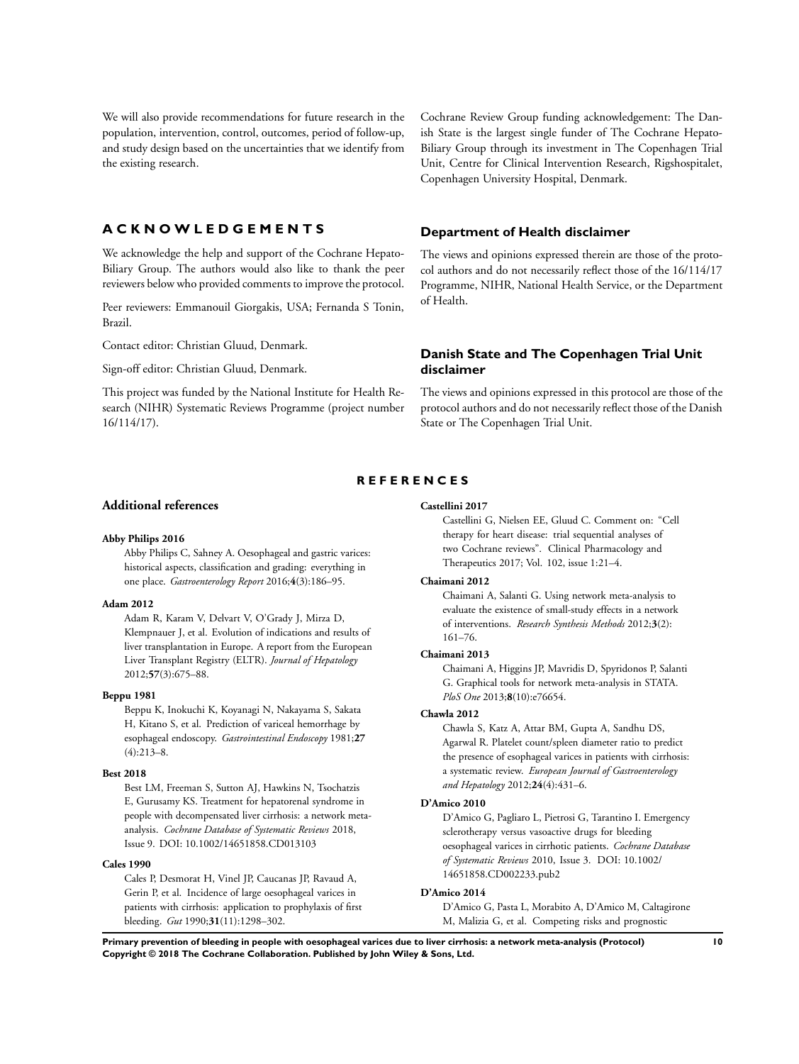We will also provide recommendations for future research in the population, intervention, control, outcomes, period of follow-up, and study design based on the uncertainties that we identify from the existing research.

# ACKNOWLEDGEMENTS

We acknowledge the help and support of the Cochrane Hepato-Biliary Group. The authors would also like to thank the peer reviewers below who provided comments to improve the protocol.

Peer reviewers: Emmanouil Giorgakis, USA; Fernanda S Tonin, Brazil.

Contact editor: Christian Gluud, Denmark.

Sign-off editor: Christian Gluud, Denmark.

This project was funded by the National Institute for Health Research (NIHR) Systematic Reviews Programme (project number 16/114/17).

Cochrane Review Group funding acknowledgement: The Danish State is the largest single funder of The Cochrane Hepato-Biliary Group through its investment in The Copenhagen Trial Unit, Centre for Clinical Intervention Research, Rigshospitalet, Copenhagen University Hospital, Denmark.

## Department of Health disclaimer

The views and opinions expressed therein are those of the protocol authors and do not necessarily reflect those of the 16/114/17 Programme, NIHR, National Health Service, or the Department of Health.

## Danish State and The Copenhagen Trial Unit disclaimer

The views and opinions expressed in this protocol are those of the protocol authors and do not necessarily reflect those of the Danish State or The Copenhagen Trial Unit.

# REFERENCES

## Additional references

**Abby Philips 2016**
Abby Philips C, Sahney A. Oesophageal and gastric varices: historical aspects, classification and grading: everything in one place. *Gastroenterology Report* 2016;**4**(3):186–95.

**Adam 2012**
Adam R, Karam V, Delvart V, O'Grady J, Mirza D, Klempnauer J, et al. Evolution of indications and results of liver transplantation in Europe. A report from the European Liver Transplant Registry (ELTR). *Journal of Hepatology* 2012;**57**(3):675–88.

**Beppu 1981**
Beppu K, Inokuchi K, Koyanagi N, Nakayama S, Sakata H, Kitano S, et al. Prediction of variceal hemorrhage by esophageal endoscopy. *Gastrointestinal Endoscopy* 1981;**27**(4):213–8.

**Best 2018**
Best LM, Freeman S, Sutton AJ, Hawkins N, Tsochatzis E, Gurusamy KS. Treatment for hepatorenal syndrome in people with decompensated liver cirrhosis: a network meta-analysis. *Cochrane Database of Systematic Reviews* 2018, Issue 9. DOI: 10.1002/14651858.CD013103

**Cales 1990**
Cales P, Desmorat H, Vinel JP, Caucanas JP, Ravaud A, Gerin P, et al. Incidence of large oesophageal varices in patients with cirrhosis: application to prophylaxis of first bleeding. *Gut* 1990;**31**(11):1298–302.

**Castellini 2017**
Castellini G, Nielsen EE, Gluud C. Comment on: "Cell therapy for heart disease: trial sequential analyses of two Cochrane reviews". Clinical Pharmacology and Therapeutics 2017; Vol. 102, issue 1:21–4.

**Chaimani 2012**
Chaimani A, Salanti G. Using network meta-analysis to evaluate the existence of small-study effects in a network of interventions. *Research Synthesis Methods* 2012;**3**(2):161–76.

**Chaimani 2013**
Chaimani A, Higgins JP, Mavridis D, Spyridonos P, Salanti G. Graphical tools for network meta-analysis in STATA. *PloS One* 2013;**8**(10):e76654.

**Chawla 2012**
Chawla S, Katz A, Attar BM, Gupta A, Sandhu DS, Agarwal R. Platelet count/spleen diameter ratio to predict the presence of esophageal varices in patients with cirrhosis: a systematic review. *European Journal of Gastroenterology and Hepatology* 2012;**24**(4):431–6.

**D'Amico 2010**
D'Amico G, Pagliaro L, Pietrosi G, Tarantino I. Emergency sclerotherapy versus vasoactive drugs for bleeding oesophageal varices in cirrhotic patients. *Cochrane Database of Systematic Reviews* 2010, Issue 3. DOI: 10.1002/14651858.CD002233.pub2

**D'Amico 2014**
D'Amico G, Pasta L, Morabito A, D'Amico M, Caltagirone M, Malizia G, et al. Competing risks and prognostic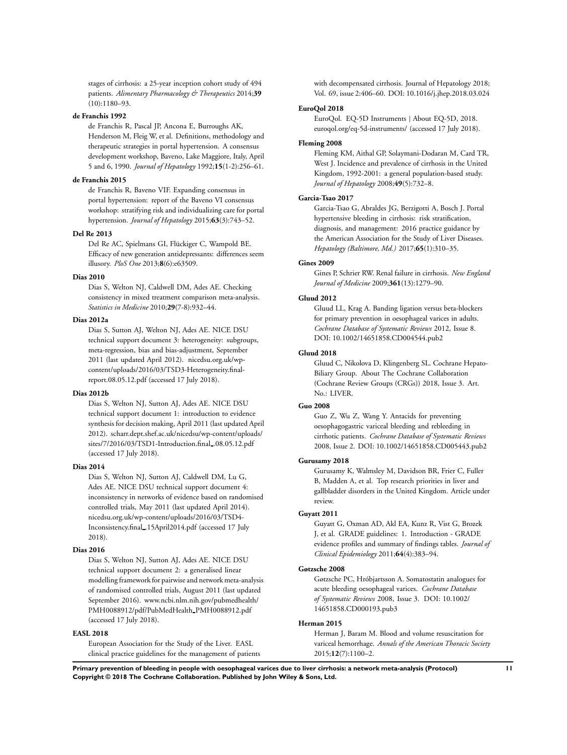stages of cirrhosis: a 25-year inception cohort study of 494 patients. *Alimentary Pharmacology & Therapeutics* 2014;**39**(10):1180–93.

**de Franchis 1992**

de Franchis R, Pascal JP, Ancona E, Burroughs AK, Henderson M, Fleig W, et al. Definitions, methodology and therapeutic strategies in portal hypertension. A consensus development workshop, Baveno, Lake Maggiore, Italy, April 5 and 6, 1990. *Journal of Hepatology* 1992;**15**(1-2):256–61.

**de Franchis 2015**

de Franchis R, Baveno VIF. Expanding consensus in portal hypertension: report of the Baveno VI consensus workshop: stratifying risk and individualizing care for portal hypertension. *Journal of Hepatology* 2015;**63**(3):743–52.

**Del Re 2013**

Del Re AC, Spielmans GI, Flückiger C, Wampold BE. Efficacy of new generation antidepressants: differences seem illusory. *PloS One* 2013;**8**(6):e63509.

**Dias 2010**

Dias S, Welton NJ, Caldwell DM, Ades AE. Checking consistency in mixed treatment comparison meta-analysis. *Statistics in Medicine* 2010;**29**(7-8):932–44.

**Dias 2012a**

Dias S, Sutton AJ, Welton NJ, Ades AE. NICE DSU technical support document 3: heterogeneity: subgroups, meta-regression, bias and bias-adjustment, September 2011 (last updated April 2012). nicedsu.org.uk/wp-content/uploads/2016/03/TSD3-Heterogeneity.final-report.08.05.12.pdf (accessed 17 July 2018).

**Dias 2012b**

Dias S, Welton NJ, Sutton AJ, Ades AE. NICE DSU technical support document 1: introduction to evidence synthesis for decision making, April 2011 (last updated April 2012). scharr.dept.shef.ac.uk/nicedsu/wp-content/uploads/sites/7/2016/03/TSD1-Introduction.final_.08.05.12.pdf (accessed 17 July 2018).

**Dias 2014**

Dias S, Welton NJ, Sutton AJ, Caldwell DM, Lu G, Ades AE. NICE DSU technical support document 4: inconsistency in networks of evidence based on randomised controlled trials, May 2011 (last updated April 2014). nicedsu.org.uk/wp-content/uploads/2016/03/TSD4-Inconsistency.final_.15April2014.pdf (accessed 17 July 2018).

**Dias 2016**

Dias S, Welton NJ, Sutton AJ, Ades AE. NICE DSU technical support document 2: a generalised linear modelling framework for pairwise and network meta-analysis of randomised controlled trials, August 2011 (last updated September 2016). www.ncbi.nlm.nih.gov/pubmedhealth/PMH0088912/pdf/PubMedHealth_PMH0088912.pdf (accessed 17 July 2018).

**EASL 2018**

European Association for the Study of the Liver. EASL clinical practice guidelines for the management of patients with decompensated cirrhosis. Journal of Hepatology 2018; Vol. 69, issue 2:406–60. DOI: 10.1016/j.jhep.2018.03.024

**EuroQol 2018**

EuroQol. EQ-5D Instruments | About EQ-5D, 2018. euroqol.org/eq-5d-instruments/ (accessed 17 July 2018).

**Fleming 2008**

Fleming KM, Aithal GP, Solaymani-Dodaran M, Card TR, West J. Incidence and prevalence of cirrhosis in the United Kingdom, 1992-2001: a general population-based study. *Journal of Hepatology* 2008;**49**(5):732–8.

**Garcia-Tsao 2017**

Garcia-Tsao G, Abraldes JG, Berzigotti A, Bosch J. Portal hypertensive bleeding in cirrhosis: risk stratification, diagnosis, and management: 2016 practice guidance by the American Association for the Study of Liver Diseases. *Hepatology (Baltimore, Md.)* 2017;**65**(1):310–35.

**Gines 2009**

Gines P, Schrier RW. Renal failure in cirrhosis. *New England Journal of Medicine* 2009;**361**(13):1279–90.

**Gluud 2012**

Gluud LL, Krag A. Banding ligation versus beta-blockers for primary prevention in oesophageal varices in adults. *Cochrane Database of Systematic Reviews* 2012, Issue 8. DOI: 10.1002/14651858.CD004544.pub2

**Gluud 2018**

Gluud C, Nikolova D, Klingenberg SL. Cochrane Hepato-Biliary Group. About The Cochrane Collaboration (Cochrane Review Groups (CRGs)) 2018, Issue 3. Art. No.: LIVER.

**Guo 2008**

Guo Z, Wu Z, Wang Y. Antacids for preventing oesophagogastric variceal bleeding and rebleeding in cirrhotic patients. *Cochrane Database of Systematic Reviews* 2008, Issue 2. DOI: 10.1002/14651858.CD005443.pub2

**Gurusamy 2018**

Gurusamy K, Walmsley M, Davidson BR, Frier C, Fuller B, Madden A, et al. Top research priorities in liver and gallbladder disorders in the United Kingdom. Article under review.

**Guyatt 2011**

Guyatt G, Oxman AD, Akl EA, Kunz R, Vist G, Brozek J, et al. GRADE guidelines: 1. Introduction - GRADE evidence profiles and summary of findings tables. *Journal of Clinical Epidemiology* 2011;**64**(4):383–94.

**Gøtzsche 2008**

Gøtzsche PC, Hróbjartsson A. Somatostatin analogues for acute bleeding oesophageal varices. *Cochrane Database of Systematic Reviews* 2008, Issue 3. DOI: 10.1002/14651858.CD000193.pub3

**Herman 2015**

Herman J, Baram M. Blood and volume resuscitation for variceal hemorrhage. *Annals of the American Thoracic Society* 2015;**12**(7):1100–2.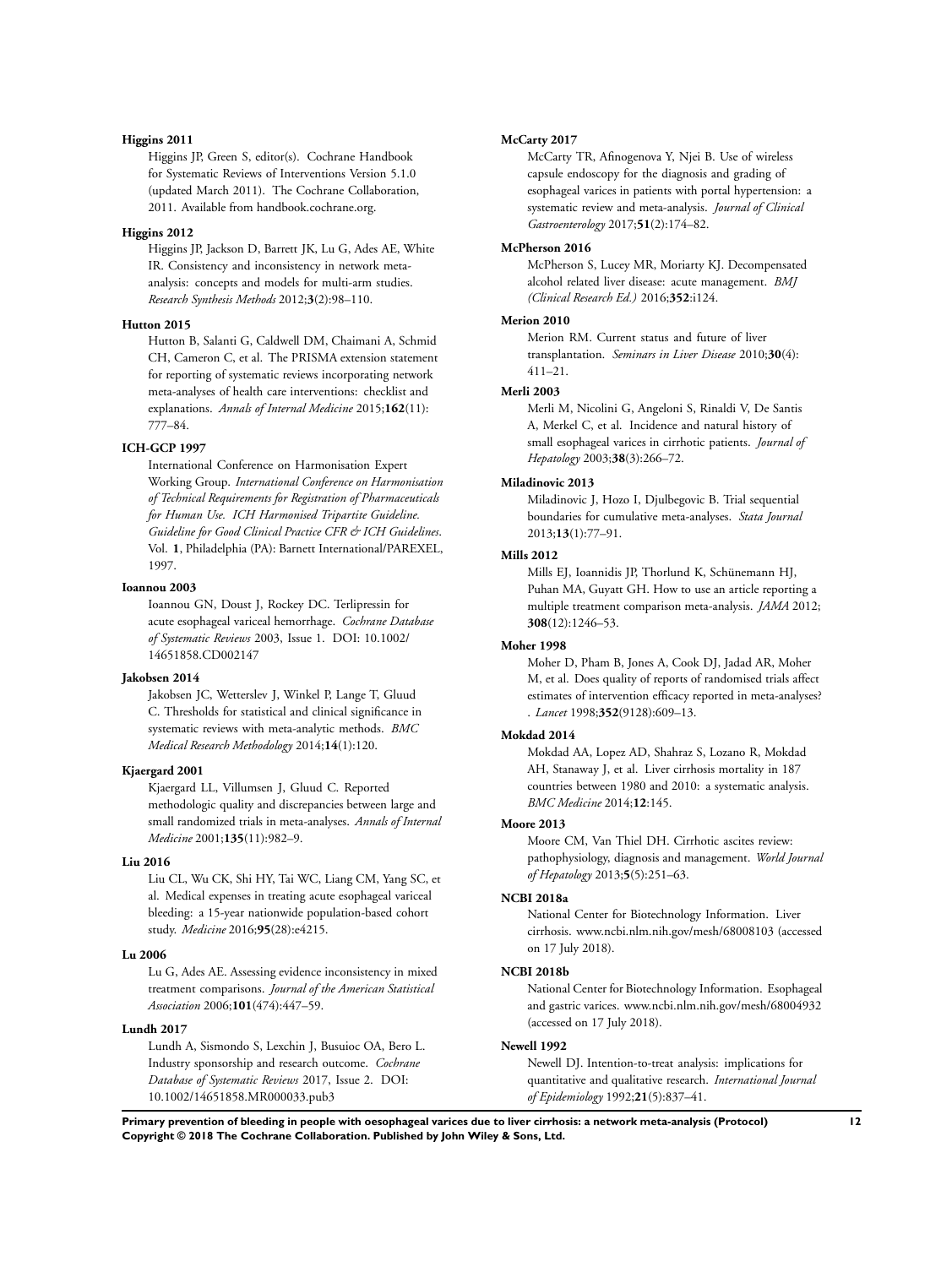**Higgins 2011**

Higgins JP, Green S, editor(s). Cochrane Handbook for Systematic Reviews of Interventions Version 5.1.0 (updated March 2011). The Cochrane Collaboration, 2011. Available from handbook.cochrane.org.

**Higgins 2012**

Higgins JP, Jackson D, Barrett JK, Lu G, Ades AE, White IR. Consistency and inconsistency in network meta-analysis: concepts and models for multi-arm studies. *Research Synthesis Methods* 2012;**3**(2):98–110.

**Hutton 2015**

Hutton B, Salanti G, Caldwell DM, Chaimani A, Schmid CH, Cameron C, et al. The PRISMA extension statement for reporting of systematic reviews incorporating network meta-analyses of health care interventions: checklist and explanations. *Annals of Internal Medicine* 2015;**162**(11): 777–84.

**ICH-GCP 1997**

International Conference on Harmonisation Expert Working Group. *International Conference on Harmonisation of Technical Requirements for Registration of Pharmaceuticals for Human Use. ICH Harmonised Tripartite Guideline. Guideline for Good Clinical Practice CFR & ICH Guidelines*. Vol. **1**, Philadelphia (PA): Barnett International/PAREXEL, 1997.

**Ioannou 2003**

Ioannou GN, Doust J, Rockey DC. Terlipressin for acute esophageal variceal hemorrhage. *Cochrane Database of Systematic Reviews* 2003, Issue 1. DOI: 10.1002/14651858.CD002147

**Jakobsen 2014**

Jakobsen JC, Wetterslev J, Winkel P, Lange T, Gluud C. Thresholds for statistical and clinical significance in systematic reviews with meta-analytic methods. *BMC Medical Research Methodology* 2014;**14**(1):120.

**Kjaergard 2001**

Kjaergard LL, Villumsen J, Gluud C. Reported methodologic quality and discrepancies between large and small randomized trials in meta-analyses. *Annals of Internal Medicine* 2001;**135**(11):982–9.

**Liu 2016**

Liu CL, Wu CK, Shi HY, Tai WC, Liang CM, Yang SC, et al. Medical expenses in treating acute esophageal variceal bleeding: a 15-year nationwide population-based cohort study. *Medicine* 2016;**95**(28):e4215.

**Lu 2006**

Lu G, Ades AE. Assessing evidence inconsistency in mixed treatment comparisons. *Journal of the American Statistical Association* 2006;**101**(474):447–59.

**Lundh 2017**

Lundh A, Sismondo S, Lexchin J, Busuioc OA, Bero L. Industry sponsorship and research outcome. *Cochrane Database of Systematic Reviews* 2017, Issue 2. DOI: 10.1002/14651858.MR000033.pub3

**McCarty 2017**

McCarty TR, Afinogenova Y, Njei B. Use of wireless capsule endoscopy for the diagnosis and grading of esophageal varices in patients with portal hypertension: a systematic review and meta-analysis. *Journal of Clinical Gastroenterology* 2017;**51**(2):174–82.

**McPherson 2016**

McPherson S, Lucey MR, Moriarty KJ. Decompensated alcohol related liver disease: acute management. *BMJ (Clinical Research Ed.)* 2016;**352**:i124.

**Merion 2010**

Merion RM. Current status and future of liver transplantation. *Seminars in Liver Disease* 2010;**30**(4): 411–21.

**Merli 2003**

Merli M, Nicolini G, Angeloni S, Rinaldi V, De Santis A, Merkel C, et al. Incidence and natural history of small esophageal varices in cirrhotic patients. *Journal of Hepatology* 2003;**38**(3):266–72.

**Miladinovic 2013**

Miladinovic J, Hozo I, Djulbegovic B. Trial sequential boundaries for cumulative meta-analyses. *Stata Journal* 2013;**13**(1):77–91.

**Mills 2012**

Mills EJ, Ioannidis JP, Thorlund K, Schünemann HJ, Puhan MA, Guyatt GH. How to use an article reporting a multiple treatment comparison meta-analysis. *JAMA* 2012; **308**(12):1246–53.

**Moher 1998**

Moher D, Pham B, Jones A, Cook DJ, Jadad AR, Moher M, et al. Does quality of reports of randomised trials affect estimates of intervention efficacy reported in meta-analyses? . *Lancet* 1998;**352**(9128):609–13.

**Mokdad 2014**

Mokdad AA, Lopez AD, Shahraz S, Lozano R, Mokdad AH, Stanaway J, et al. Liver cirrhosis mortality in 187 countries between 1980 and 2010: a systematic analysis. *BMC Medicine* 2014;**12**:145.

**Moore 2013**

Moore CM, Van Thiel DH. Cirrhotic ascites review: pathophysiology, diagnosis and management. *World Journal of Hepatology* 2013;**5**(5):251–63.

**NCBI 2018a**

National Center for Biotechnology Information. Liver cirrhosis. www.ncbi.nlm.nih.gov/mesh/68008103 (accessed on 17 July 2018).

**NCBI 2018b**

National Center for Biotechnology Information. Esophageal and gastric varices. www.ncbi.nlm.nih.gov/mesh/68004932 (accessed on 17 July 2018).

**Newell 1992**

Newell DJ. Intention-to-treat analysis: implications for quantitative and qualitative research. *International Journal of Epidemiology* 1992;**21**(5):837–41.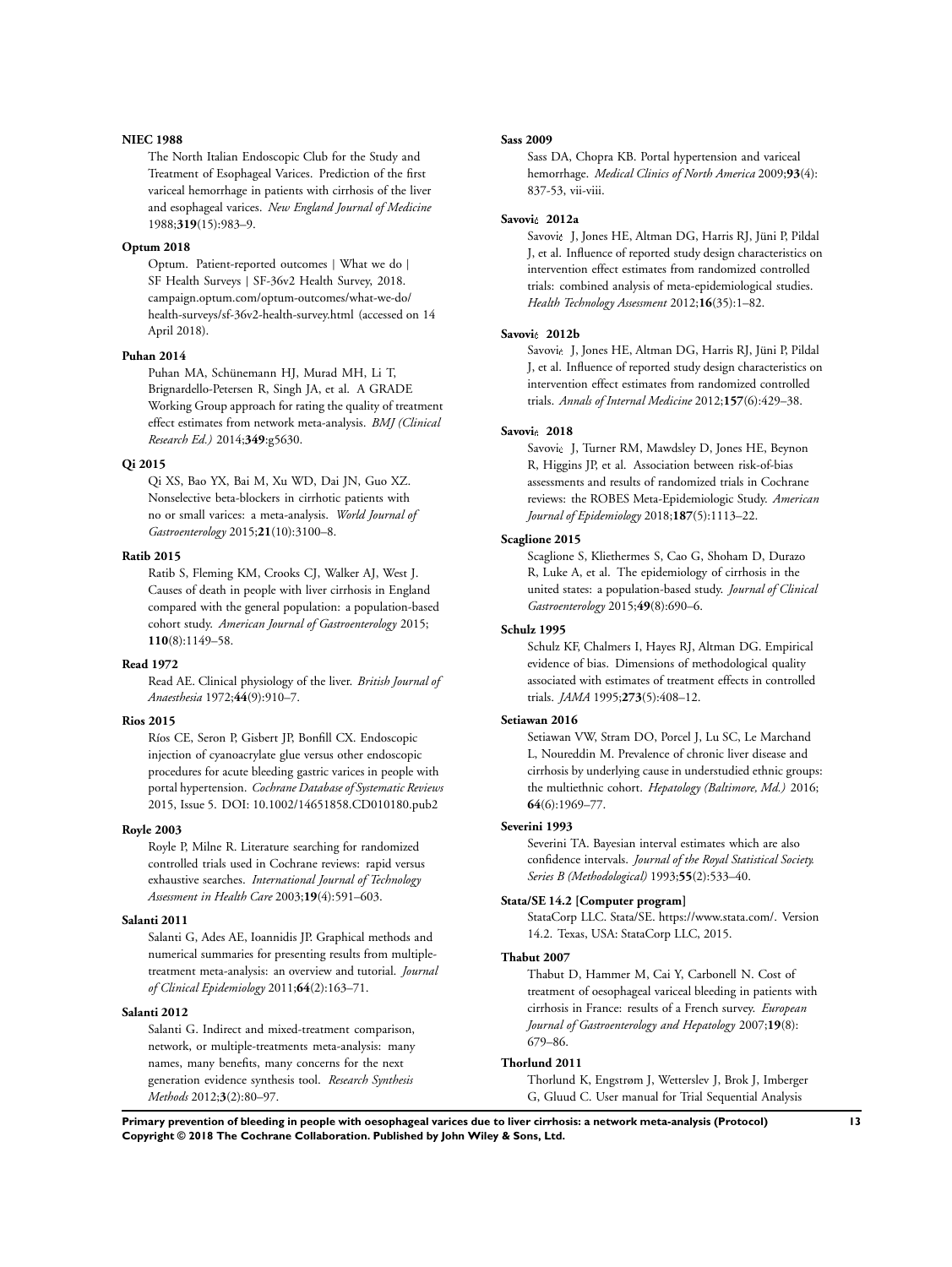**NIEC 1988**

The North Italian Endoscopic Club for the Study and Treatment of Esophageal Varices. Prediction of the first variceal hemorrhage in patients with cirrhosis of the liver and esophageal varices. *New England Journal of Medicine* 1988;**319**(15):983–9.

**Optum 2018**

Optum. Patient-reported outcomes | What we do | SF Health Surveys | SF-36v2 Health Survey, 2018. campaign.optum.com/optum-outcomes/what-we-do/health-surveys/sf-36v2-health-survey.html (accessed on 14 April 2018).

**Puhan 2014**

Puhan MA, Schünemann HJ, Murad MH, Li T, Brignardello-Petersen R, Singh JA, et al. A GRADE Working Group approach for rating the quality of treatment effect estimates from network meta-analysis. *BMJ (Clinical Research Ed.)* 2014;**349**:g5630.

**Qi 2015**

Qi XS, Bao YX, Bai M, Xu WD, Dai JN, Guo XZ. Nonselective beta-blockers in cirrhotic patients with no or small varices: a meta-analysis. *World Journal of Gastroenterology* 2015;**21**(10):3100–8.

**Ratib 2015**

Ratib S, Fleming KM, Crooks CJ, Walker AJ, West J. Causes of death in people with liver cirrhosis in England compared with the general population: a population-based cohort study. *American Journal of Gastroenterology* 2015; **110**(8):1149–58.

**Read 1972**

Read AE. Clinical physiology of the liver. *British Journal of Anaesthesia* 1972;**44**(9):910–7.

**Rios 2015**

Ríos CE, Seron P, Gisbert JP, Bonfill CX. Endoscopic injection of cyanoacrylate glue versus other endoscopic procedures for acute bleeding gastric varices in people with portal hypertension. *Cochrane Database of Systematic Reviews* 2015, Issue 5. DOI: 10.1002/14651858.CD010180.pub2

**Royle 2003**

Royle P, Milne R. Literature searching for randomized controlled trials used in Cochrane reviews: rapid versus exhaustive searches. *International Journal of Technology Assessment in Health Care* 2003;**19**(4):591–603.

**Salanti 2011**

Salanti G, Ades AE, Ioannidis JP. Graphical methods and numerical summaries for presenting results from multiple-treatment meta-analysis: an overview and tutorial. *Journal of Clinical Epidemiology* 2011;**64**(2):163–71.

**Salanti 2012**

Salanti G. Indirect and mixed-treatment comparison, network, or multiple-treatments meta-analysis: many names, many benefits, many concerns for the next generation evidence synthesis tool. *Research Synthesis Methods* 2012;**3**(2):80–97.

**Sass 2009**

Sass DA, Chopra KB. Portal hypertension and variceal hemorrhage. *Medical Clinics of North America* 2009;**93**(4): 837-53, vii-viii.

**Savovi¿ 2012a**

Savovi¿ J, Jones HE, Altman DG, Harris RJ, Jüni P, Pildal J, et al. Influence of reported study design characteristics on intervention effect estimates from randomized controlled trials: combined analysis of meta-epidemiological studies. *Health Technology Assessment* 2012;**16**(35):1–82.

**Savovi¿ 2012b**

Savovi¿ J, Jones HE, Altman DG, Harris RJ, Jüni P, Pildal J, et al. Influence of reported study design characteristics on intervention effect estimates from randomized controlled trials. *Annals of Internal Medicine* 2012;**157**(6):429–38.

**Savovi¿ 2018**

Savovi¿ J, Turner RM, Mawdsley D, Jones HE, Beynon R, Higgins JP, et al. Association between risk-of-bias assessments and results of randomized trials in Cochrane reviews: the ROBES Meta-Epidemiologic Study. *American Journal of Epidemiology* 2018;**187**(5):1113–22.

**Scaglione 2015**

Scaglione S, Kliethermes S, Cao G, Shoham D, Durazo R, Luke A, et al. The epidemiology of cirrhosis in the united states: a population-based study. *Journal of Clinical Gastroenterology* 2015;**49**(8):690–6.

**Schulz 1995**

Schulz KF, Chalmers I, Hayes RJ, Altman DG. Empirical evidence of bias. Dimensions of methodological quality associated with estimates of treatment effects in controlled trials. *JAMA* 1995;**273**(5):408–12.

**Setiawan 2016**

Setiawan VW, Stram DO, Porcel J, Lu SC, Le Marchand L, Noureddin M. Prevalence of chronic liver disease and cirrhosis by underlying cause in understudied ethnic groups: the multiethnic cohort. *Hepatology (Baltimore, Md.)* 2016; **64**(6):1969–77.

**Severini 1993**

Severini TA. Bayesian interval estimates which are also confidence intervals. *Journal of the Royal Statistical Society. Series B (Methodological)* 1993;**55**(2):533–40.

**Stata/SE 14.2 [Computer program]**

StataCorp LLC. Stata/SE. https://www.stata.com/. Version 14.2. Texas, USA: StataCorp LLC, 2015.

**Thabut 2007**

Thabut D, Hammer M, Cai Y, Carbonell N. Cost of treatment of oesophageal variceal bleeding in patients with cirrhosis in France: results of a French survey. *European Journal of Gastroenterology and Hepatology* 2007;**19**(8): 679–86.

**Thorlund 2011**

Thorlund K, Engstrøm J, Wetterslev J, Brok J, Imberger G, Gluud C. User manual for Trial Sequential Analysis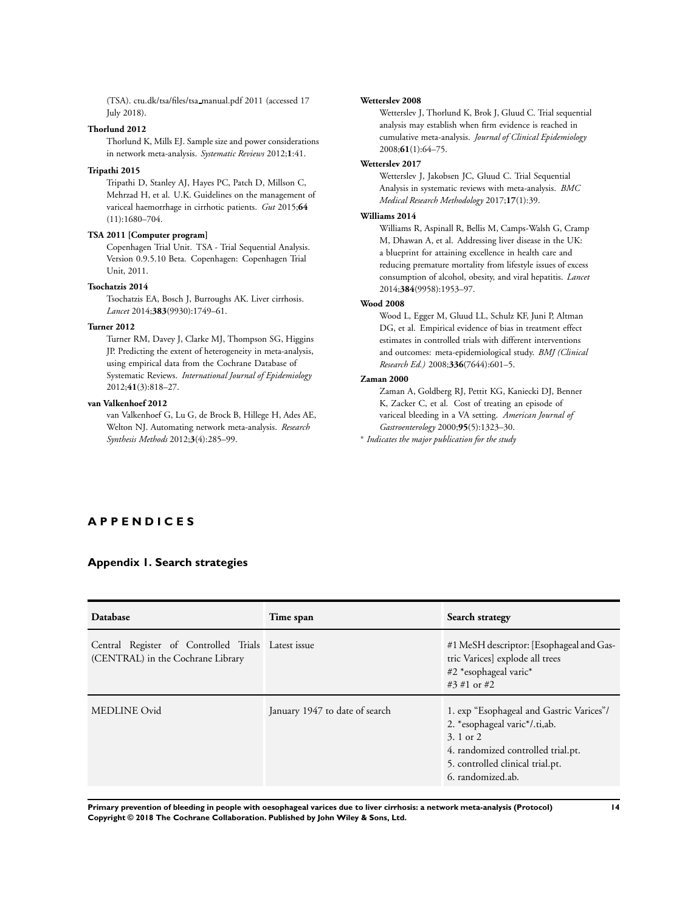(TSA). ctu.dk/tsa/files/tsa_manual.pdf 2011 (accessed 17 July 2018).

**Thorlund 2012**

Thorlund K, Mills EJ. Sample size and power considerations in network meta-analysis. *Systematic Reviews* 2012;**1**:41.

**Tripathi 2015**

Tripathi D, Stanley AJ, Hayes PC, Patch D, Millson C, Mehrzad H, et al. U.K. Guidelines on the management of variceal haemorrhage in cirrhotic patients. *Gut* 2015;**64**(11):1680–704.

**TSA 2011 [Computer program]**

Copenhagen Trial Unit. TSA - Trial Sequential Analysis. Version 0.9.5.10 Beta. Copenhagen: Copenhagen Trial Unit, 2011.

**Tsochatzis 2014**

Tsochatzis EA, Bosch J, Burroughs AK. Liver cirrhosis. *Lancet* 2014;**383**(9930):1749–61.

**Turner 2012**

Turner RM, Davey J, Clarke MJ, Thompson SG, Higgins JP. Predicting the extent of heterogeneity in meta-analysis, using empirical data from the Cochrane Database of Systematic Reviews. *International Journal of Epidemiology* 2012;**41**(3):818–27.

**van Valkenhoef 2012**

van Valkenhoef G, Lu G, de Brock B, Hillege H, Ades AE, Welton NJ. Automating network meta-analysis. *Research Synthesis Methods* 2012;**3**(4):285–99.

**Wetterslev 2008**

Wetterslev J, Thorlund K, Brok J, Gluud C. Trial sequential analysis may establish when firm evidence is reached in cumulative meta-analysis. *Journal of Clinical Epidemiology* 2008;**61**(1):64–75.

**Wetterslev 2017**

Wetterslev J, Jakobsen JC, Gluud C. Trial Sequential Analysis in systematic reviews with meta-analysis. *BMC Medical Research Methodology* 2017;**17**(1):39.

**Williams 2014**

Williams R, Aspinall R, Bellis M, Camps-Walsh G, Cramp M, Dhawan A, et al. Addressing liver disease in the UK: a blueprint for attaining excellence in health care and reducing premature mortality from lifestyle issues of excess consumption of alcohol, obesity, and viral hepatitis. *Lancet* 2014;**384**(9958):1953–97.

**Wood 2008**

Wood L, Egger M, Gluud LL, Schulz KF, Juni P, Altman DG, et al. Empirical evidence of bias in treatment effect estimates in controlled trials with different interventions and outcomes: meta-epidemiological study. *BMJ (Clinical Research Ed.)* 2008;**336**(7644):601–5.

**Zaman 2000**

Zaman A, Goldberg RJ, Pettit KG, Kaniecki DJ, Benner K, Zacker C, et al. Cost of treating an episode of variceal bleeding in a VA setting. *American Journal of Gastroenterology* 2000;**95**(5):1323–30.

* *Indicates the major publication for the study*

# APPENDICES

## Appendix 1. Search strategies

| Database | Time span | Search strategy |
|---|---|---|
| Central Register of Controlled Trials (CENTRAL) in the Cochrane Library | Latest issue | #1 MeSH descriptor: [Esophageal and Gastric Varices] explode all trees<br>#2 *esophageal varic*<br>#3 #1 or #2 |
| MEDLINE Ovid | January 1947 to date of search | 1. exp "Esophageal and Gastric Varices"/<br>2. *esophageal varic*/.ti,ab.<br>3. 1 or 2<br>4. randomized controlled trial.pt.<br>5. controlled clinical trial.pt.<br>6. randomized.ab. |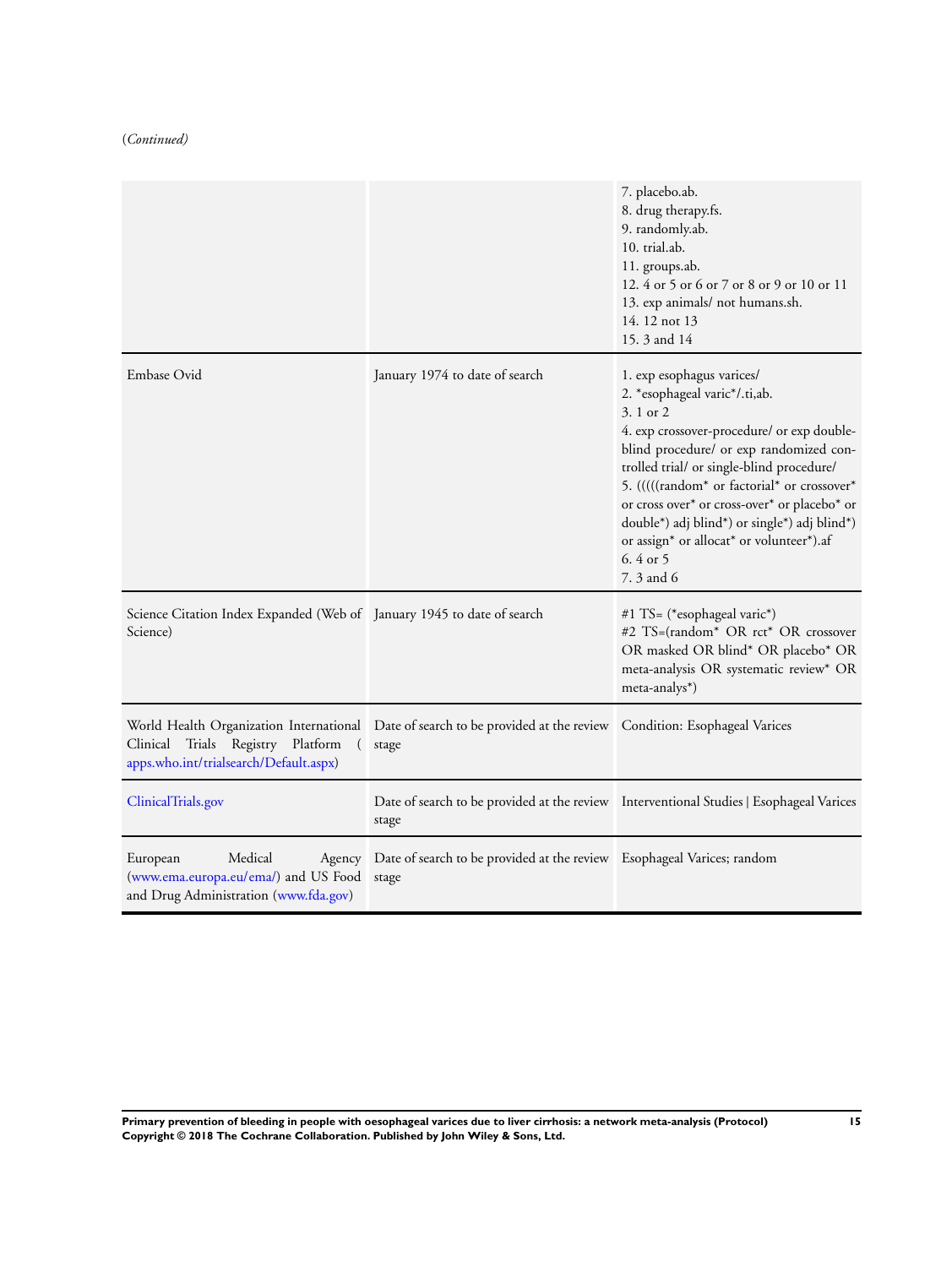(*Continued*)

| | | |
|---|---|---|
| | | 7. placebo.ab.<br>8. drug therapy.fs.<br>9. randomly.ab.<br>10. trial.ab.<br>11. groups.ab.<br>12. 4 or 5 or 6 or 7 or 8 or 9 or 10 or 11<br>13. exp animals/ not humans.sh.<br>14. 12 not 13<br>15. 3 and 14 |
| Embase Ovid | January 1974 to date of search | 1. exp esophagus varices/<br>2. *esophageal varic*/.ti,ab.<br>3. 1 or 2<br>4. exp crossover-procedure/ or exp double-blind procedure/ or exp randomized controlled trial/ or single-blind procedure/<br>5. (((((random* or factorial* or crossover* or cross over* or cross-over* or placebo* or double*) adj blind*) or single*) adj blind*) or assign* or allocat* or volunteer*).af<br>6. 4 or 5<br>7. 3 and 6 |
| Science Citation Index Expanded (Web of Science) | January 1945 to date of search | #1 TS= (*esophageal varic*)<br>#2 TS=(random* OR rct* OR crossover OR masked OR blind* OR placebo* OR meta-analysis OR systematic review* OR meta-analys*) |
| World Health Organization International Clinical Trials Registry Platform ( apps.who.int/trialsearch/Default.aspx) | Date of search to be provided at the review stage | Condition: Esophageal Varices |
| ClinicalTrials.gov | Date of search to be provided at the review stage | Interventional Studies \| Esophageal Varices |
| European Medical Agency (www.ema.europa.eu/ema/) and US Food and Drug Administration (www.fda.gov) | Date of search to be provided at the review stage | Esophageal Varices; random |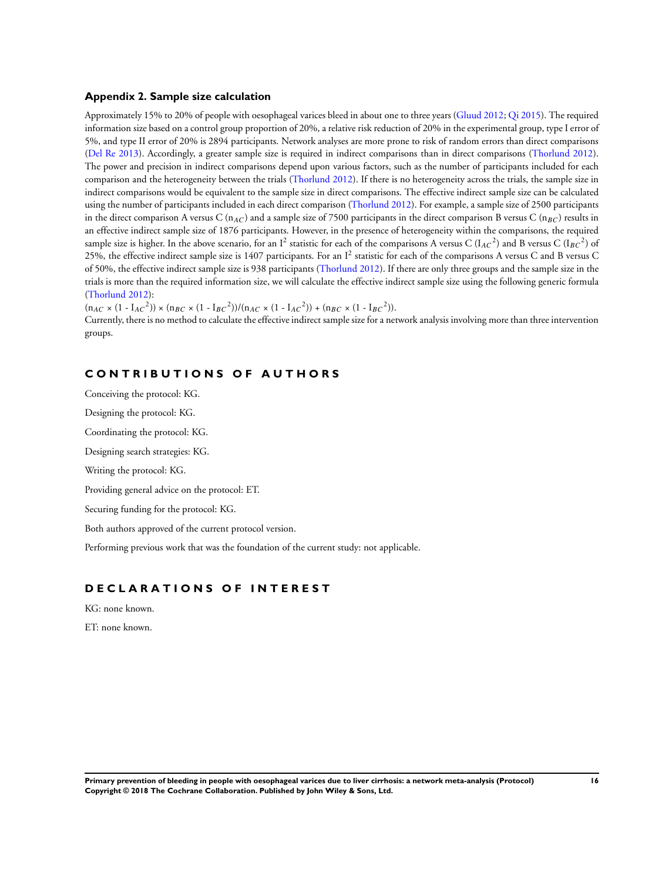### Appendix 2. Sample size calculation

Approximately 15% to 20% of people with oesophageal varices bleed in about one to three years (Gluud 2012; Qi 2015). The required information size based on a control group proportion of 20%, a relative risk reduction of 20% in the experimental group, type I error of 5%, and type II error of 20% is 2894 participants. Network analyses are more prone to risk of random errors than direct comparisons (Del Re 2013). Accordingly, a greater sample size is required in indirect comparisons than in direct comparisons (Thorlund 2012). The power and precision in indirect comparisons depend upon various factors, such as the number of participants included for each comparison and the heterogeneity between the trials (Thorlund 2012). If there is no heterogeneity across the trials, the sample size in indirect comparisons would be equivalent to the sample size in direct comparisons. The effective indirect sample size can be calculated using the number of participants included in each direct comparison (Thorlund 2012). For example, a sample size of 2500 participants in the direct comparison A versus C ($n_{AC}$) and a sample size of 7500 participants in the direct comparison B versus C ($n_{BC}$) results in an effective indirect sample size of 1876 participants. However, in the presence of heterogeneity within the comparisons, the required sample size is higher. In the above scenario, for an $I^2$ statistic for each of the comparisons A versus C ($I_{AC}^2$) and B versus C ($I_{BC}^2$) of 25%, the effective indirect sample size is 1407 participants. For an $I^2$ statistic for each of the comparisons A versus C and B versus C of 50%, the effective indirect sample size is 938 participants (Thorlund 2012). If there are only three groups and the sample size in the trials is more than the required information size, we will calculate the effective indirect sample size using the following generic formula (Thorlund 2012):

$(n_{AC} \times (1 - I_{AC}^2)) \times (n_{BC} \times (1 - I_{BC}^2))/(n_{AC} \times (1 - I_{AC}^2)) + (n_{BC} \times (1 - I_{BC}^2))$.

Currently, there is no method to calculate the effective indirect sample size for a network analysis involving more than three intervention groups.

## CONTRIBUTIONS OF AUTHORS

Conceiving the protocol: KG.

Designing the protocol: KG.

Coordinating the protocol: KG.

Designing search strategies: KG.

Writing the protocol: KG.

Providing general advice on the protocol: ET.

Securing funding for the protocol: KG.

Both authors approved of the current protocol version.

Performing previous work that was the foundation of the current study: not applicable.

## DECLARATIONS OF INTEREST

KG: none known.

ET: none known.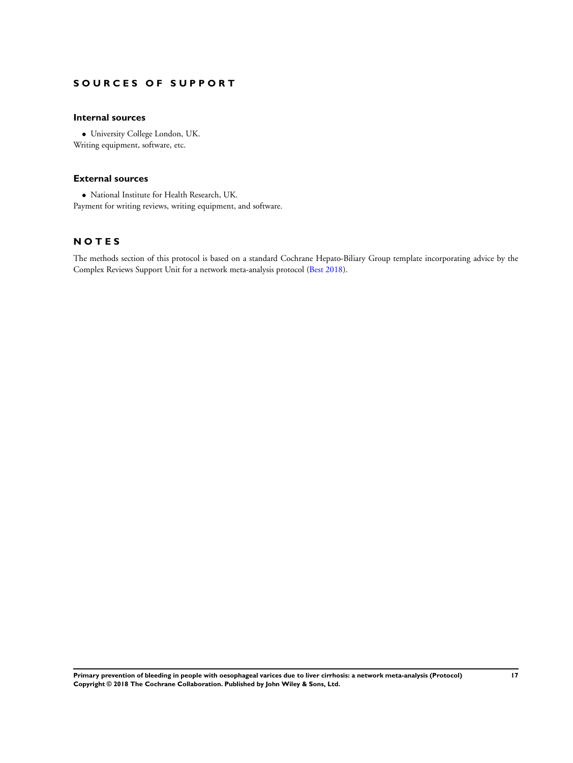# SOURCES OF SUPPORT

### Internal sources

- University College London, UK.

Writing equipment, software, etc.

### External sources

- National Institute for Health Research, UK.

Payment for writing reviews, writing equipment, and software.

# NOTES

The methods section of this protocol is based on a standard Cochrane Hepato-Biliary Group template incorporating advice by the Complex Reviews Support Unit for a network meta-analysis protocol (Best 2018).